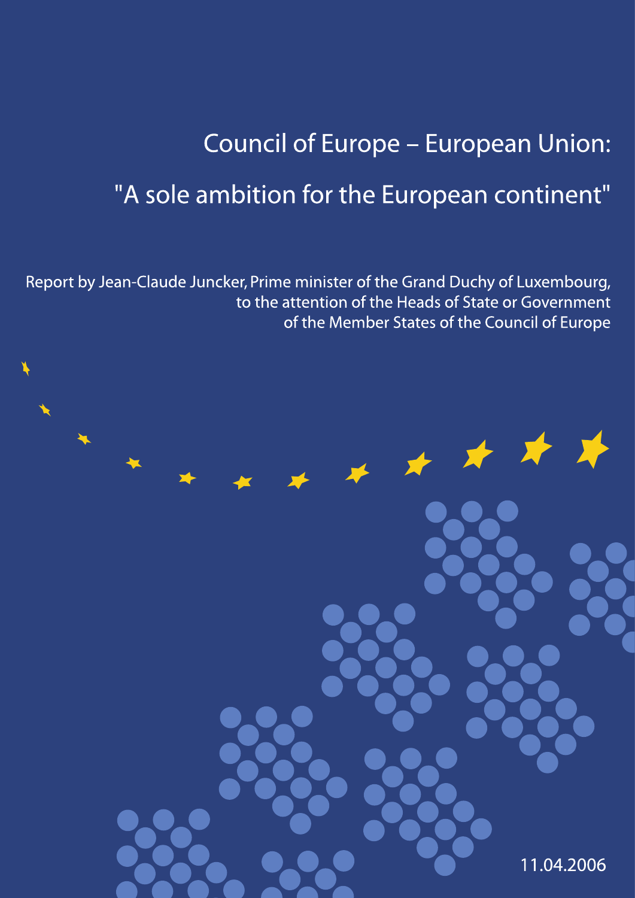# Council of Europe – European Union:

# "A sole ambition for the European continent"

Report by Jean-Claude Juncker, Prime minister of the Grand Duchy of Luxembourg, to the attention of the Heads of State or Government of the Member States of the Council of Europe

11.04.2006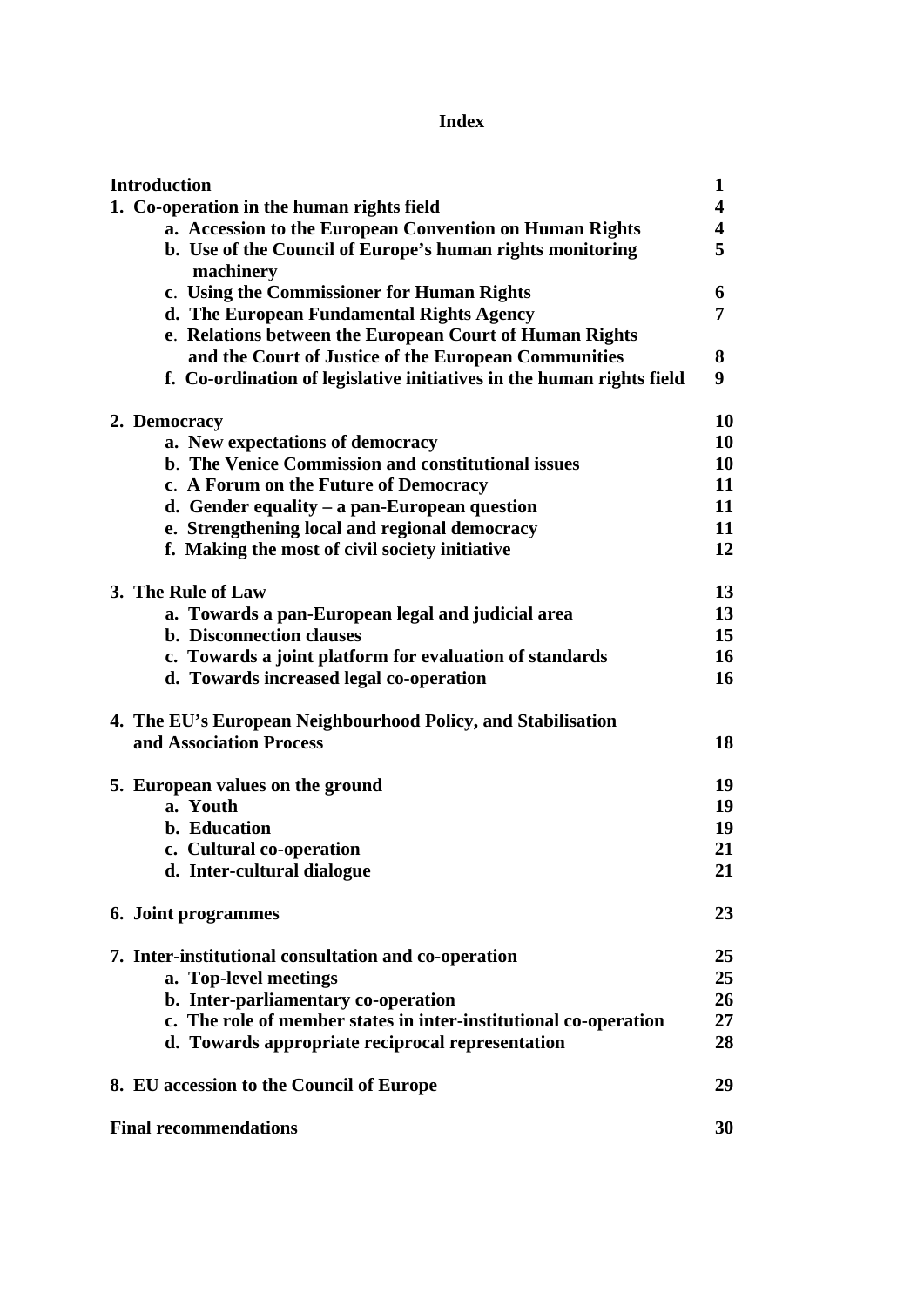# Index

| | |
|---|---|
| **Introduction** | **1** |
| **1. Co-operation in the human rights field** | **4** |
| **a. Accession to the European Convention on Human Rights** | **4** |
| **b. Use of the Council of Europe's human rights monitoring machinery** | **5** |
| **c. Using the Commissioner for Human Rights** | **6** |
| **d. The European Fundamental Rights Agency** | **7** |
| **e. Relations between the European Court of Human Rights and the Court of Justice of the European Communities** | **8** |
| **f. Co-ordination of legislative initiatives in the human rights field** | **9** |
| **2. Democracy** | **10** |
| **a. New expectations of democracy** | **10** |
| **b. The Venice Commission and constitutional issues** | **10** |
| **c. A Forum on the Future of Democracy** | **11** |
| **d. Gender equality – a pan-European question** | **11** |
| **e. Strengthening local and regional democracy** | **11** |
| **f. Making the most of civil society initiative** | **12** |
| **3. The Rule of Law** | **13** |
| **a. Towards a pan-European legal and judicial area** | **13** |
| **b. Disconnection clauses** | **15** |
| **c. Towards a joint platform for evaluation of standards** | **16** |
| **d. Towards increased legal co-operation** | **16** |
| **4. The EU's European Neighbourhood Policy, and Stabilisation and Association Process** | **18** |
| **5. European values on the ground** | **19** |
| **a. Youth** | **19** |
| **b. Education** | **19** |
| **c. Cultural co-operation** | **21** |
| **d. Inter-cultural dialogue** | **21** |
| **6. Joint programmes** | **23** |
| **7. Inter-institutional consultation and co-operation** | **25** |
| **a. Top-level meetings** | **25** |
| **b. Inter-parliamentary co-operation** | **26** |
| **c. The role of member states in inter-institutional co-operation** | **27** |
| **d. Towards appropriate reciprocal representation** | **28** |
| **8. EU accession to the Council of Europe** | **29** |
| **Final recommendations** | **30** |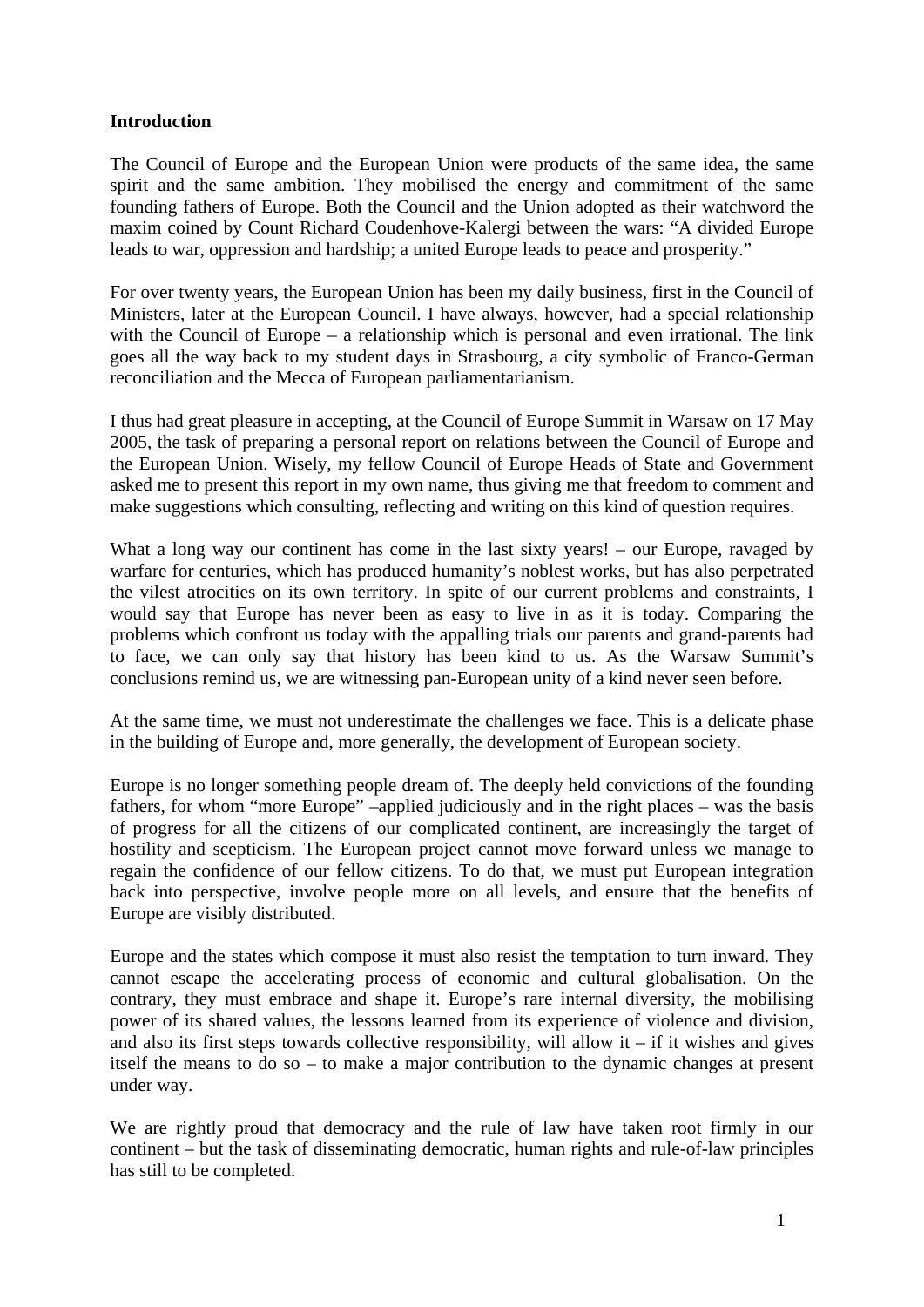**Introduction**

The Council of Europe and the European Union were products of the same idea, the same spirit and the same ambition. They mobilised the energy and commitment of the same founding fathers of Europe. Both the Council and the Union adopted as their watchword the maxim coined by Count Richard Coudenhove-Kalergi between the wars: "A divided Europe leads to war, oppression and hardship; a united Europe leads to peace and prosperity."

For over twenty years, the European Union has been my daily business, first in the Council of Ministers, later at the European Council. I have always, however, had a special relationship with the Council of Europe – a relationship which is personal and even irrational. The link goes all the way back to my student days in Strasbourg, a city symbolic of Franco-German reconciliation and the Mecca of European parliamentarianism.

I thus had great pleasure in accepting, at the Council of Europe Summit in Warsaw on 17 May 2005, the task of preparing a personal report on relations between the Council of Europe and the European Union. Wisely, my fellow Council of Europe Heads of State and Government asked me to present this report in my own name, thus giving me that freedom to comment and make suggestions which consulting, reflecting and writing on this kind of question requires.

What a long way our continent has come in the last sixty years! – our Europe, ravaged by warfare for centuries, which has produced humanity's noblest works, but has also perpetrated the vilest atrocities on its own territory. In spite of our current problems and constraints, I would say that Europe has never been as easy to live in as it is today. Comparing the problems which confront us today with the appalling trials our parents and grand-parents had to face, we can only say that history has been kind to us. As the Warsaw Summit's conclusions remind us, we are witnessing pan-European unity of a kind never seen before.

At the same time, we must not underestimate the challenges we face. This is a delicate phase in the building of Europe and, more generally, the development of European society.

Europe is no longer something people dream of. The deeply held convictions of the founding fathers, for whom "more Europe" –applied judiciously and in the right places – was the basis of progress for all the citizens of our complicated continent, are increasingly the target of hostility and scepticism. The European project cannot move forward unless we manage to regain the confidence of our fellow citizens. To do that, we must put European integration back into perspective, involve people more on all levels, and ensure that the benefits of Europe are visibly distributed.

Europe and the states which compose it must also resist the temptation to turn inward. They cannot escape the accelerating process of economic and cultural globalisation. On the contrary, they must embrace and shape it. Europe's rare internal diversity, the mobilising power of its shared values, the lessons learned from its experience of violence and division, and also its first steps towards collective responsibility, will allow it – if it wishes and gives itself the means to do so – to make a major contribution to the dynamic changes at present under way.

We are rightly proud that democracy and the rule of law have taken root firmly in our continent – but the task of disseminating democratic, human rights and rule-of-law principles has still to be completed.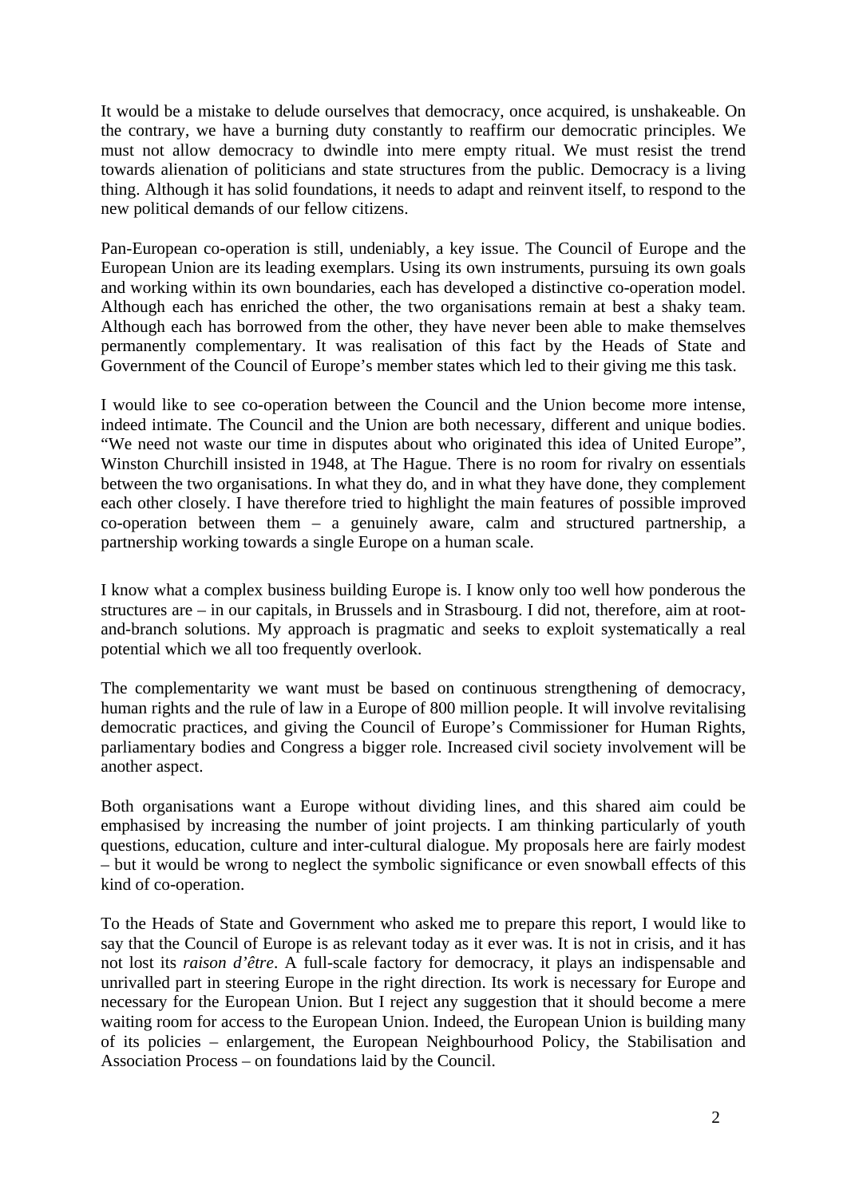It would be a mistake to delude ourselves that democracy, once acquired, is unshakeable. On the contrary, we have a burning duty constantly to reaffirm our democratic principles. We must not allow democracy to dwindle into mere empty ritual. We must resist the trend towards alienation of politicians and state structures from the public. Democracy is a living thing. Although it has solid foundations, it needs to adapt and reinvent itself, to respond to the new political demands of our fellow citizens.

Pan-European co-operation is still, undeniably, a key issue. The Council of Europe and the European Union are its leading exemplars. Using its own instruments, pursuing its own goals and working within its own boundaries, each has developed a distinctive co-operation model. Although each has enriched the other, the two organisations remain at best a shaky team. Although each has borrowed from the other, they have never been able to make themselves permanently complementary. It was realisation of this fact by the Heads of State and Government of the Council of Europe's member states which led to their giving me this task.

I would like to see co-operation between the Council and the Union become more intense, indeed intimate. The Council and the Union are both necessary, different and unique bodies. "We need not waste our time in disputes about who originated this idea of United Europe", Winston Churchill insisted in 1948, at The Hague. There is no room for rivalry on essentials between the two organisations. In what they do, and in what they have done, they complement each other closely. I have therefore tried to highlight the main features of possible improved co-operation between them – a genuinely aware, calm and structured partnership, a partnership working towards a single Europe on a human scale.

I know what a complex business building Europe is. I know only too well how ponderous the structures are – in our capitals, in Brussels and in Strasbourg. I did not, therefore, aim at root-and-branch solutions. My approach is pragmatic and seeks to exploit systematically a real potential which we all too frequently overlook.

The complementarity we want must be based on continuous strengthening of democracy, human rights and the rule of law in a Europe of 800 million people. It will involve revitalising democratic practices, and giving the Council of Europe's Commissioner for Human Rights, parliamentary bodies and Congress a bigger role. Increased civil society involvement will be another aspect.

Both organisations want a Europe without dividing lines, and this shared aim could be emphasised by increasing the number of joint projects. I am thinking particularly of youth questions, education, culture and inter-cultural dialogue. My proposals here are fairly modest – but it would be wrong to neglect the symbolic significance or even snowball effects of this kind of co-operation.

To the Heads of State and Government who asked me to prepare this report, I would like to say that the Council of Europe is as relevant today as it ever was. It is not in crisis, and it has not lost its *raison d'être*. A full-scale factory for democracy, it plays an indispensable and unrivalled part in steering Europe in the right direction. Its work is necessary for Europe and necessary for the European Union. But I reject any suggestion that it should become a mere waiting room for access to the European Union. Indeed, the European Union is building many of its policies – enlargement, the European Neighbourhood Policy, the Stabilisation and Association Process – on foundations laid by the Council.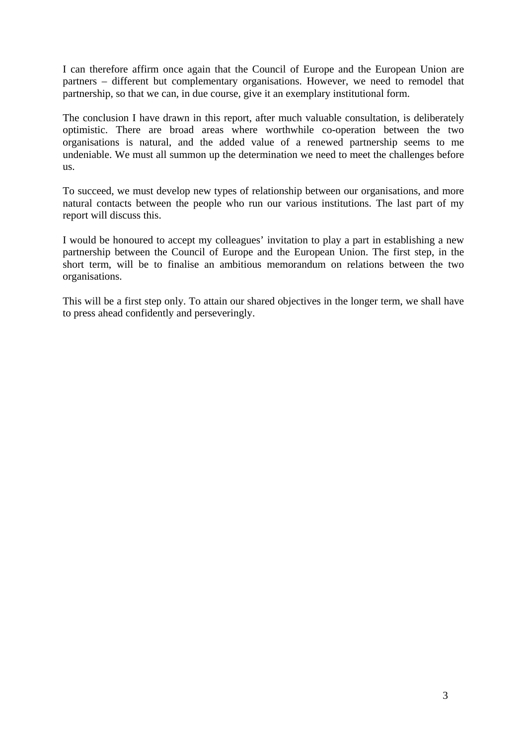I can therefore affirm once again that the Council of Europe and the European Union are partners – different but complementary organisations. However, we need to remodel that partnership, so that we can, in due course, give it an exemplary institutional form.

The conclusion I have drawn in this report, after much valuable consultation, is deliberately optimistic. There are broad areas where worthwhile co-operation between the two organisations is natural, and the added value of a renewed partnership seems to me undeniable. We must all summon up the determination we need to meet the challenges before us.

To succeed, we must develop new types of relationship between our organisations, and more natural contacts between the people who run our various institutions. The last part of my report will discuss this.

I would be honoured to accept my colleagues' invitation to play a part in establishing a new partnership between the Council of Europe and the European Union. The first step, in the short term, will be to finalise an ambitious memorandum on relations between the two organisations.

This will be a first step only. To attain our shared objectives in the longer term, we shall have to press ahead confidently and perseveringly.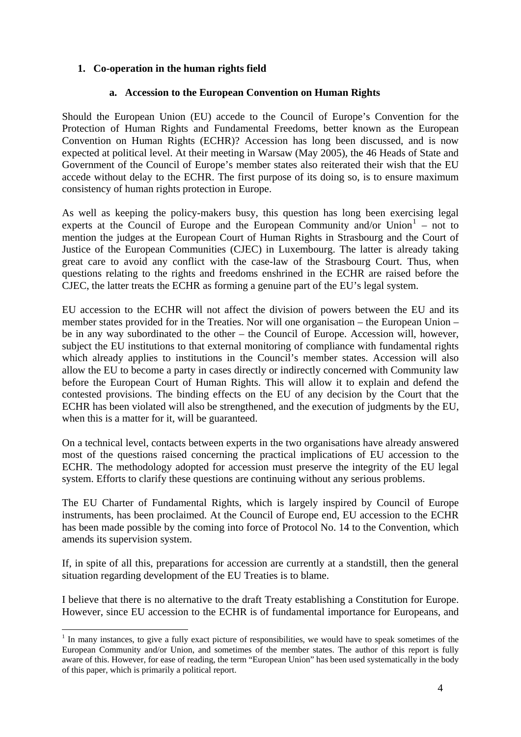## 1. Co-operation in the human rights field

### a. Accession to the European Convention on Human Rights

Should the European Union (EU) accede to the Council of Europe's Convention for the Protection of Human Rights and Fundamental Freedoms, better known as the European Convention on Human Rights (ECHR)? Accession has long been discussed, and is now expected at political level. At their meeting in Warsaw (May 2005), the 46 Heads of State and Government of the Council of Europe's member states also reiterated their wish that the EU accede without delay to the ECHR. The first purpose of its doing so, is to ensure maximum consistency of human rights protection in Europe.

As well as keeping the policy-makers busy, this question has long been exercising legal experts at the Council of Europe and the European Community and/or Union[1] – not to mention the judges at the European Court of Human Rights in Strasbourg and the Court of Justice of the European Communities (CJEC) in Luxembourg. The latter is already taking great care to avoid any conflict with the case-law of the Strasbourg Court. Thus, when questions relating to the rights and freedoms enshrined in the ECHR are raised before the CJEC, the latter treats the ECHR as forming a genuine part of the EU's legal system.

EU accession to the ECHR will not affect the division of powers between the EU and its member states provided for in the Treaties. Nor will one organisation – the European Union – be in any way subordinated to the other – the Council of Europe. Accession will, however, subject the EU institutions to that external monitoring of compliance with fundamental rights which already applies to institutions in the Council's member states. Accession will also allow the EU to become a party in cases directly or indirectly concerned with Community law before the European Court of Human Rights. This will allow it to explain and defend the contested provisions. The binding effects on the EU of any decision by the Court that the ECHR has been violated will also be strengthened, and the execution of judgments by the EU, when this is a matter for it, will be guaranteed.

On a technical level, contacts between experts in the two organisations have already answered most of the questions raised concerning the practical implications of EU accession to the ECHR. The methodology adopted for accession must preserve the integrity of the EU legal system. Efforts to clarify these questions are continuing without any serious problems.

The EU Charter of Fundamental Rights, which is largely inspired by Council of Europe instruments, has been proclaimed. At the Council of Europe end, EU accession to the ECHR has been made possible by the coming into force of Protocol No. 14 to the Convention, which amends its supervision system.

If, in spite of all this, preparations for accession are currently at a standstill, then the general situation regarding development of the EU Treaties is to blame.

I believe that there is no alternative to the draft Treaty establishing a Constitution for Europe. However, since EU accession to the ECHR is of fundamental importance for Europeans, and

[1] In many instances, to give a fully exact picture of responsibilities, we would have to speak sometimes of the European Community and/or Union, and sometimes of the member states. The author of this report is fully aware of this. However, for ease of reading, the term "European Union" has been used systematically in the body of this paper, which is primarily a political report.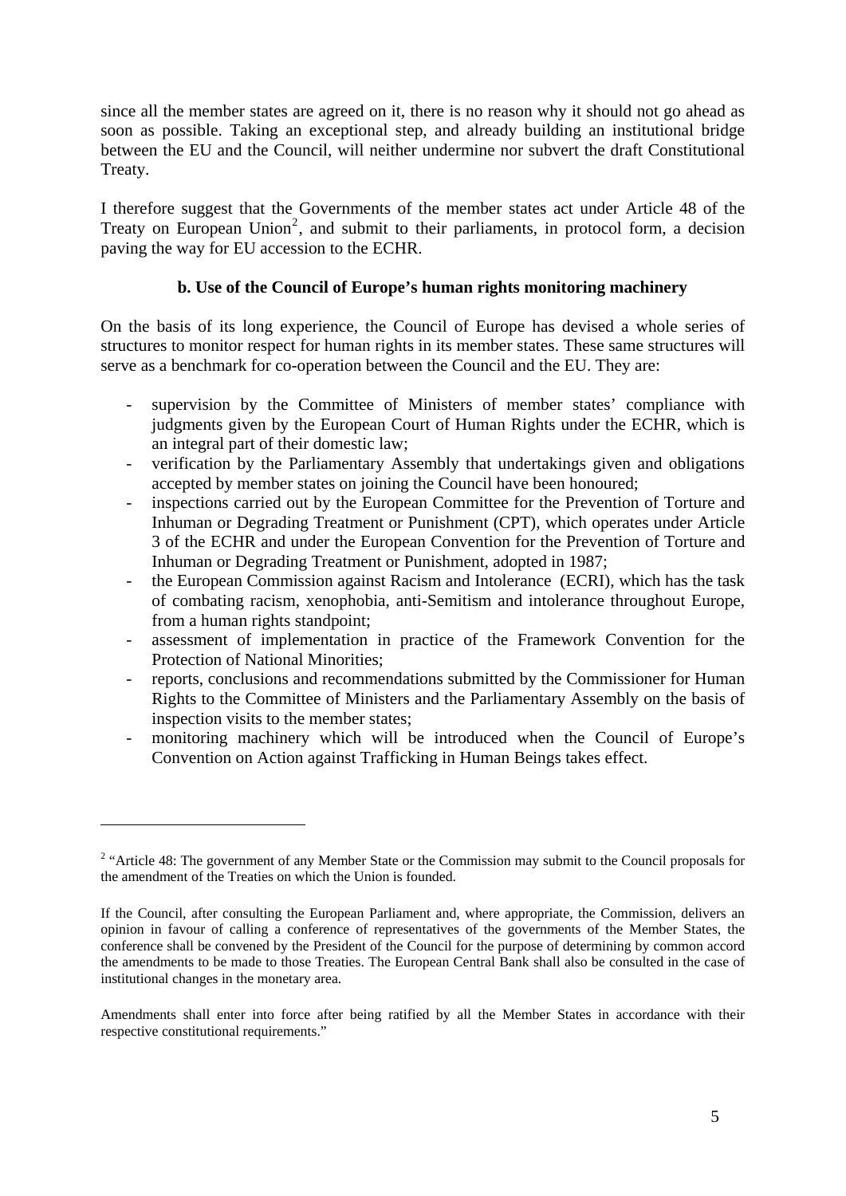since all the member states are agreed on it, there is no reason why it should not go ahead as soon as possible. Taking an exceptional step, and already building an institutional bridge between the EU and the Council, will neither undermine nor subvert the draft Constitutional Treaty.

I therefore suggest that the Governments of the member states act under Article 48 of the Treaty on European Union[2], and submit to their parliaments, in protocol form, a decision paving the way for EU accession to the ECHR.

**b. Use of the Council of Europe's human rights monitoring machinery**

On the basis of its long experience, the Council of Europe has devised a whole series of structures to monitor respect for human rights in its member states. These same structures will serve as a benchmark for co-operation between the Council and the EU. They are:

- supervision by the Committee of Ministers of member states' compliance with judgments given by the European Court of Human Rights under the ECHR, which is an integral part of their domestic law;
- verification by the Parliamentary Assembly that undertakings given and obligations accepted by member states on joining the Council have been honoured;
- inspections carried out by the European Committee for the Prevention of Torture and Inhuman or Degrading Treatment or Punishment (CPT), which operates under Article 3 of the ECHR and under the European Convention for the Prevention of Torture and Inhuman or Degrading Treatment or Punishment, adopted in 1987;
- the European Commission against Racism and Intolerance (ECRI), which has the task of combating racism, xenophobia, anti-Semitism and intolerance throughout Europe, from a human rights standpoint;
- assessment of implementation in practice of the Framework Convention for the Protection of National Minorities;
- reports, conclusions and recommendations submitted by the Commissioner for Human Rights to the Committee of Ministers and the Parliamentary Assembly on the basis of inspection visits to the member states;
- monitoring machinery which will be introduced when the Council of Europe's Convention on Action against Trafficking in Human Beings takes effect.

---

[2] "Article 48: The government of any Member State or the Commission may submit to the Council proposals for the amendment of the Treaties on which the Union is founded.

If the Council, after consulting the European Parliament and, where appropriate, the Commission, delivers an opinion in favour of calling a conference of representatives of the governments of the Member States, the conference shall be convened by the President of the Council for the purpose of determining by common accord the amendments to be made to those Treaties. The European Central Bank shall also be consulted in the case of institutional changes in the monetary area.

Amendments shall enter into force after being ratified by all the Member States in accordance with their respective constitutional requirements."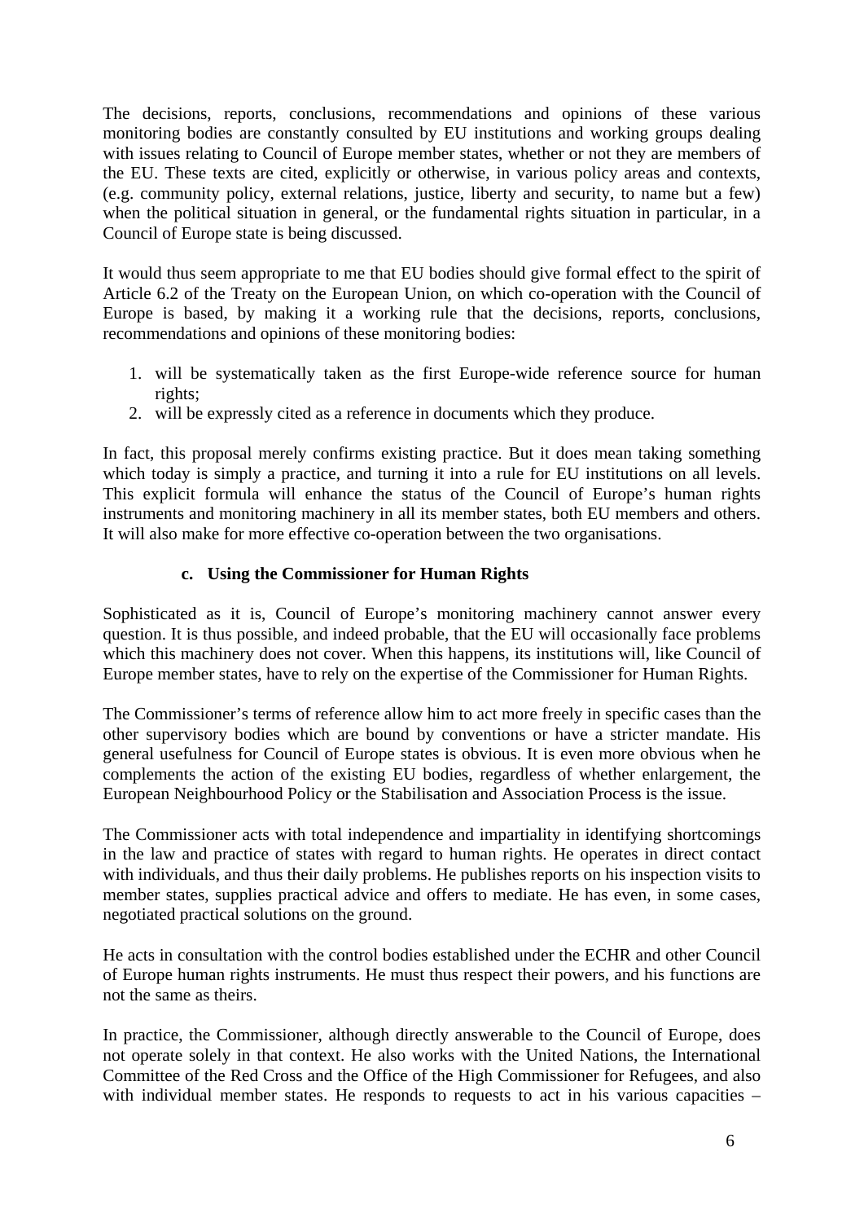The decisions, reports, conclusions, recommendations and opinions of these various monitoring bodies are constantly consulted by EU institutions and working groups dealing with issues relating to Council of Europe member states, whether or not they are members of the EU. These texts are cited, explicitly or otherwise, in various policy areas and contexts, (e.g. community policy, external relations, justice, liberty and security, to name but a few) when the political situation in general, or the fundamental rights situation in particular, in a Council of Europe state is being discussed.

It would thus seem appropriate to me that EU bodies should give formal effect to the spirit of Article 6.2 of the Treaty on the European Union, on which co-operation with the Council of Europe is based, by making it a working rule that the decisions, reports, conclusions, recommendations and opinions of these monitoring bodies:

1. will be systematically taken as the first Europe-wide reference source for human rights;
2. will be expressly cited as a reference in documents which they produce.

In fact, this proposal merely confirms existing practice. But it does mean taking something which today is simply a practice, and turning it into a rule for EU institutions on all levels. This explicit formula will enhance the status of the Council of Europe's human rights instruments and monitoring machinery in all its member states, both EU members and others. It will also make for more effective co-operation between the two organisations.

### c. Using the Commissioner for Human Rights

Sophisticated as it is, Council of Europe's monitoring machinery cannot answer every question. It is thus possible, and indeed probable, that the EU will occasionally face problems which this machinery does not cover. When this happens, its institutions will, like Council of Europe member states, have to rely on the expertise of the Commissioner for Human Rights.

The Commissioner's terms of reference allow him to act more freely in specific cases than the other supervisory bodies which are bound by conventions or have a stricter mandate. His general usefulness for Council of Europe states is obvious. It is even more obvious when he complements the action of the existing EU bodies, regardless of whether enlargement, the European Neighbourhood Policy or the Stabilisation and Association Process is the issue.

The Commissioner acts with total independence and impartiality in identifying shortcomings in the law and practice of states with regard to human rights. He operates in direct contact with individuals, and thus their daily problems. He publishes reports on his inspection visits to member states, supplies practical advice and offers to mediate. He has even, in some cases, negotiated practical solutions on the ground.

He acts in consultation with the control bodies established under the ECHR and other Council of Europe human rights instruments. He must thus respect their powers, and his functions are not the same as theirs.

In practice, the Commissioner, although directly answerable to the Council of Europe, does not operate solely in that context. He also works with the United Nations, the International Committee of the Red Cross and the Office of the High Commissioner for Refugees, and also with individual member states. He responds to requests to act in his various capacities –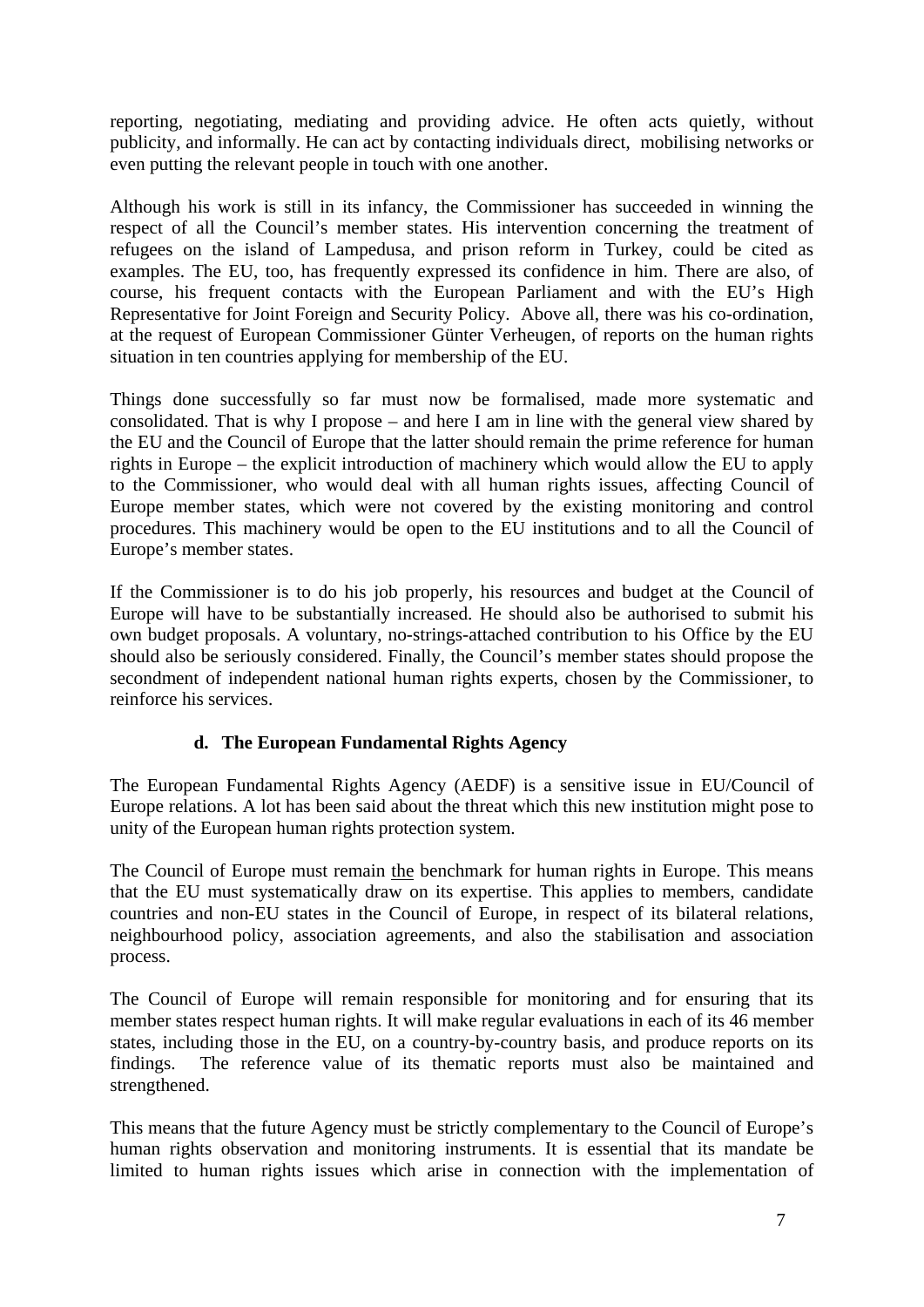reporting, negotiating, mediating and providing advice. He often acts quietly, without publicity, and informally. He can act by contacting individuals direct, mobilising networks or even putting the relevant people in touch with one another.

Although his work is still in its infancy, the Commissioner has succeeded in winning the respect of all the Council's member states. His intervention concerning the treatment of refugees on the island of Lampedusa, and prison reform in Turkey, could be cited as examples. The EU, too, has frequently expressed its confidence in him. There are also, of course, his frequent contacts with the European Parliament and with the EU's High Representative for Joint Foreign and Security Policy. Above all, there was his co-ordination, at the request of European Commissioner Günter Verheugen, of reports on the human rights situation in ten countries applying for membership of the EU.

Things done successfully so far must now be formalised, made more systematic and consolidated. That is why I propose – and here I am in line with the general view shared by the EU and the Council of Europe that the latter should remain the prime reference for human rights in Europe – the explicit introduction of machinery which would allow the EU to apply to the Commissioner, who would deal with all human rights issues, affecting Council of Europe member states, which were not covered by the existing monitoring and control procedures. This machinery would be open to the EU institutions and to all the Council of Europe's member states.

If the Commissioner is to do his job properly, his resources and budget at the Council of Europe will have to be substantially increased. He should also be authorised to submit his own budget proposals. A voluntary, no-strings-attached contribution to his Office by the EU should also be seriously considered. Finally, the Council's member states should propose the secondment of independent national human rights experts, chosen by the Commissioner, to reinforce his services.

#### d. The European Fundamental Rights Agency

The European Fundamental Rights Agency (AEDF) is a sensitive issue in EU/Council of Europe relations. A lot has been said about the threat which this new institution might pose to unity of the European human rights protection system.

The Council of Europe must remain the benchmark for human rights in Europe. This means that the EU must systematically draw on its expertise. This applies to members, candidate countries and non-EU states in the Council of Europe, in respect of its bilateral relations, neighbourhood policy, association agreements, and also the stabilisation and association process.

The Council of Europe will remain responsible for monitoring and for ensuring that its member states respect human rights. It will make regular evaluations in each of its 46 member states, including those in the EU, on a country-by-country basis, and produce reports on its findings. The reference value of its thematic reports must also be maintained and strengthened.

This means that the future Agency must be strictly complementary to the Council of Europe's human rights observation and monitoring instruments. It is essential that its mandate be limited to human rights issues which arise in connection with the implementation of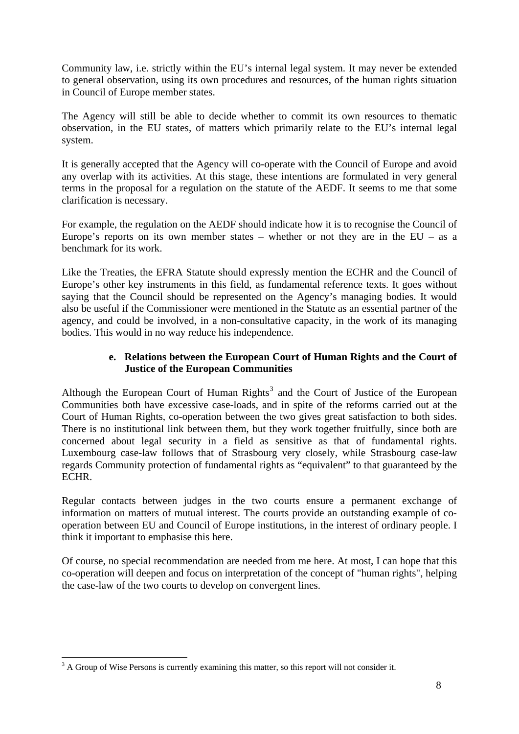Community law, i.e. strictly within the EU's internal legal system. It may never be extended to general observation, using its own procedures and resources, of the human rights situation in Council of Europe member states.

The Agency will still be able to decide whether to commit its own resources to thematic observation, in the EU states, of matters which primarily relate to the EU's internal legal system.

It is generally accepted that the Agency will co-operate with the Council of Europe and avoid any overlap with its activities. At this stage, these intentions are formulated in very general terms in the proposal for a regulation on the statute of the AEDF. It seems to me that some clarification is necessary.

For example, the regulation on the AEDF should indicate how it is to recognise the Council of Europe's reports on its own member states – whether or not they are in the EU – as a benchmark for its work.

Like the Treaties, the EFRA Statute should expressly mention the ECHR and the Council of Europe's other key instruments in this field, as fundamental reference texts. It goes without saying that the Council should be represented on the Agency's managing bodies. It would also be useful if the Commissioner were mentioned in the Statute as an essential partner of the agency, and could be involved, in a non-consultative capacity, in the work of its managing bodies. This would in no way reduce his independence.

#### e. Relations between the European Court of Human Rights and the Court of Justice of the European Communities

Although the European Court of Human Rights[3] and the Court of Justice of the European Communities both have excessive case-loads, and in spite of the reforms carried out at the Court of Human Rights, co-operation between the two gives great satisfaction to both sides. There is no institutional link between them, but they work together fruitfully, since both are concerned about legal security in a field as sensitive as that of fundamental rights. Luxembourg case-law follows that of Strasbourg very closely, while Strasbourg case-law regards Community protection of fundamental rights as "equivalent" to that guaranteed by the ECHR.

Regular contacts between judges in the two courts ensure a permanent exchange of information on matters of mutual interest. The courts provide an outstanding example of co-operation between EU and Council of Europe institutions, in the interest of ordinary people. I think it important to emphasise this here.

Of course, no special recommendation are needed from me here. At most, I can hope that this co-operation will deepen and focus on interpretation of the concept of "human rights", helping the case-law of the two courts to develop on convergent lines.

[3] A Group of Wise Persons is currently examining this matter, so this report will not consider it.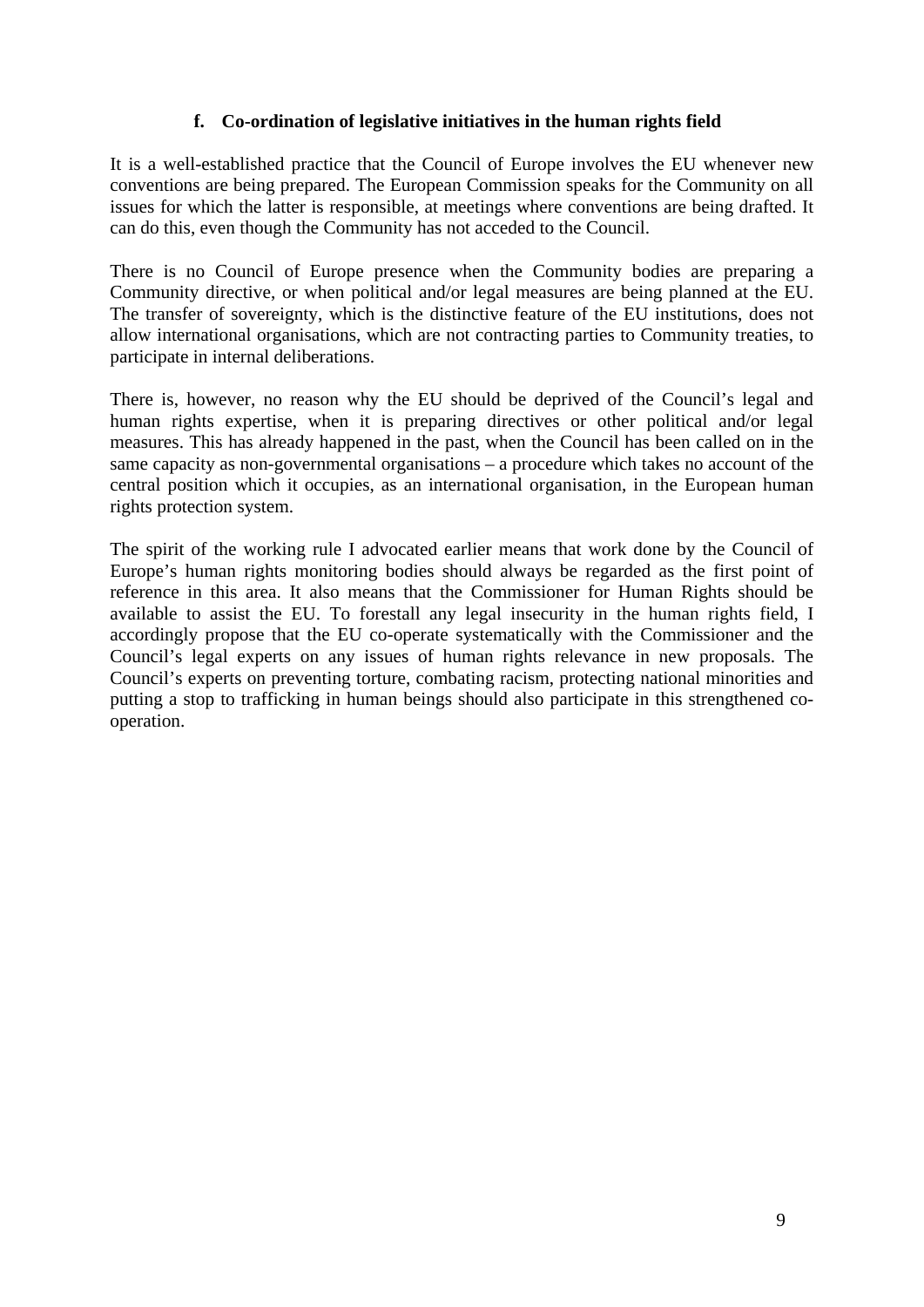### f. Co-ordination of legislative initiatives in the human rights field

It is a well-established practice that the Council of Europe involves the EU whenever new conventions are being prepared. The European Commission speaks for the Community on all issues for which the latter is responsible, at meetings where conventions are being drafted. It can do this, even though the Community has not acceded to the Council.

There is no Council of Europe presence when the Community bodies are preparing a Community directive, or when political and/or legal measures are being planned at the EU. The transfer of sovereignty, which is the distinctive feature of the EU institutions, does not allow international organisations, which are not contracting parties to Community treaties, to participate in internal deliberations.

There is, however, no reason why the EU should be deprived of the Council's legal and human rights expertise, when it is preparing directives or other political and/or legal measures. This has already happened in the past, when the Council has been called on in the same capacity as non-governmental organisations – a procedure which takes no account of the central position which it occupies, as an international organisation, in the European human rights protection system.

The spirit of the working rule I advocated earlier means that work done by the Council of Europe's human rights monitoring bodies should always be regarded as the first point of reference in this area. It also means that the Commissioner for Human Rights should be available to assist the EU. To forestall any legal insecurity in the human rights field, I accordingly propose that the EU co-operate systematically with the Commissioner and the Council's legal experts on any issues of human rights relevance in new proposals. The Council's experts on preventing torture, combating racism, protecting national minorities and putting a stop to trafficking in human beings should also participate in this strengthened co-operation.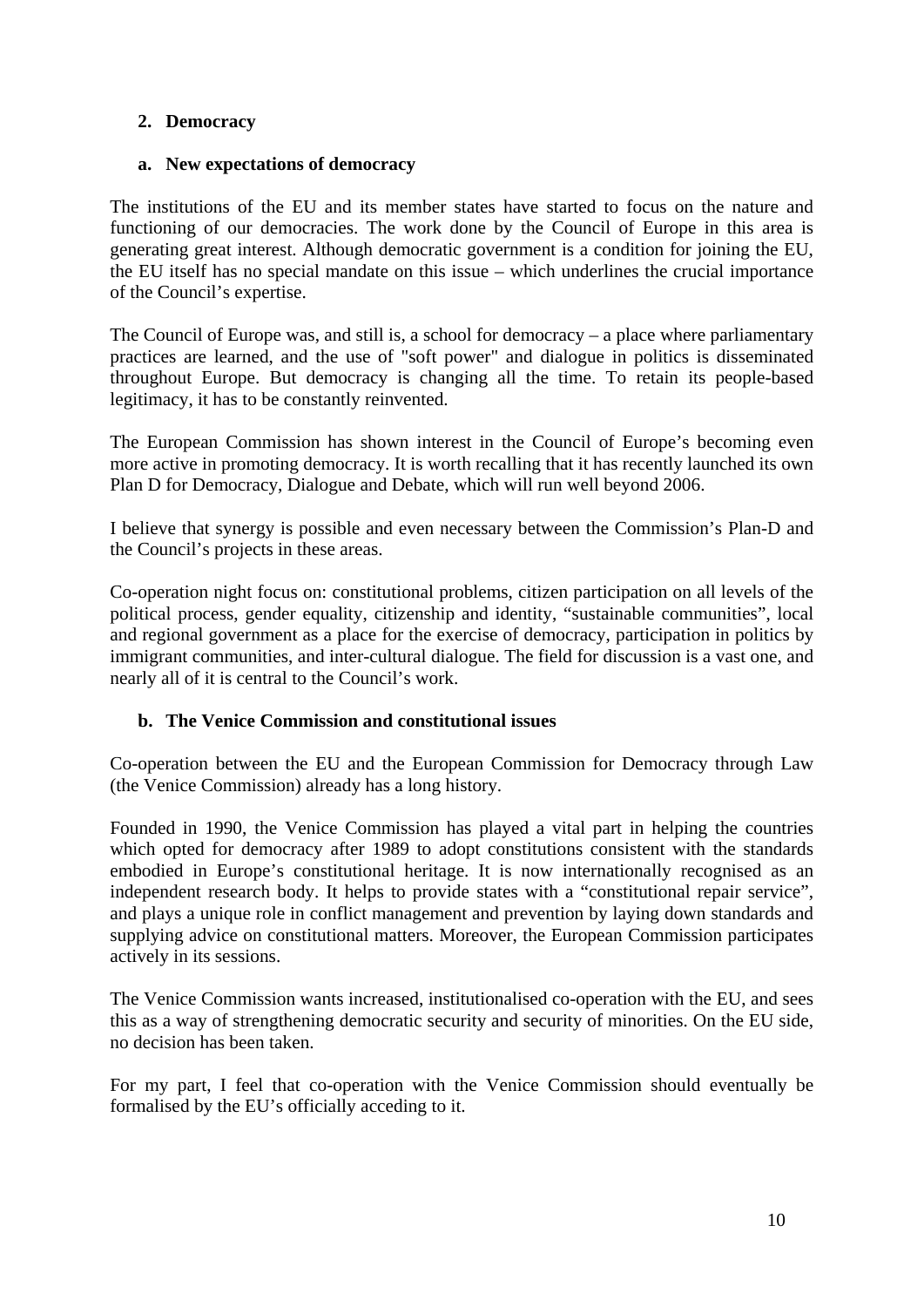## 2. Democracy

### a. New expectations of democracy

The institutions of the EU and its member states have started to focus on the nature and functioning of our democracies. The work done by the Council of Europe in this area is generating great interest. Although democratic government is a condition for joining the EU, the EU itself has no special mandate on this issue – which underlines the crucial importance of the Council's expertise.

The Council of Europe was, and still is, a school for democracy – a place where parliamentary practices are learned, and the use of "soft power" and dialogue in politics is disseminated throughout Europe. But democracy is changing all the time. To retain its people-based legitimacy, it has to be constantly reinvented.

The European Commission has shown interest in the Council of Europe's becoming even more active in promoting democracy. It is worth recalling that it has recently launched its own Plan D for Democracy, Dialogue and Debate, which will run well beyond 2006.

I believe that synergy is possible and even necessary between the Commission's Plan-D and the Council's projects in these areas.

Co-operation night focus on: constitutional problems, citizen participation on all levels of the political process, gender equality, citizenship and identity, "sustainable communities", local and regional government as a place for the exercise of democracy, participation in politics by immigrant communities, and inter-cultural dialogue. The field for discussion is a vast one, and nearly all of it is central to the Council's work.

### b. The Venice Commission and constitutional issues

Co-operation between the EU and the European Commission for Democracy through Law (the Venice Commission) already has a long history.

Founded in 1990, the Venice Commission has played a vital part in helping the countries which opted for democracy after 1989 to adopt constitutions consistent with the standards embodied in Europe's constitutional heritage. It is now internationally recognised as an independent research body. It helps to provide states with a "constitutional repair service", and plays a unique role in conflict management and prevention by laying down standards and supplying advice on constitutional matters. Moreover, the European Commission participates actively in its sessions.

The Venice Commission wants increased, institutionalised co-operation with the EU, and sees this as a way of strengthening democratic security and security of minorities. On the EU side, no decision has been taken.

For my part, I feel that co-operation with the Venice Commission should eventually be formalised by the EU's officially acceding to it.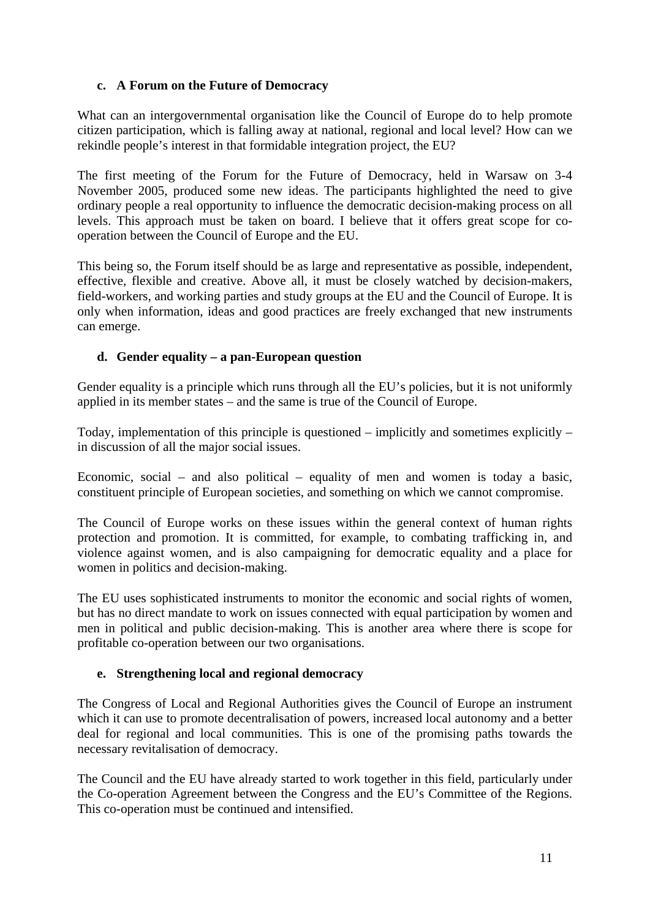### c. A Forum on the Future of Democracy

What can an intergovernmental organisation like the Council of Europe do to help promote citizen participation, which is falling away at national, regional and local level? How can we rekindle people's interest in that formidable integration project, the EU?

The first meeting of the Forum for the Future of Democracy, held in Warsaw on 3-4 November 2005, produced some new ideas. The participants highlighted the need to give ordinary people a real opportunity to influence the democratic decision-making process on all levels. This approach must be taken on board. I believe that it offers great scope for co-operation between the Council of Europe and the EU.

This being so, the Forum itself should be as large and representative as possible, independent, effective, flexible and creative. Above all, it must be closely watched by decision-makers, field-workers, and working parties and study groups at the EU and the Council of Europe. It is only when information, ideas and good practices are freely exchanged that new instruments can emerge.

### d. Gender equality – a pan-European question

Gender equality is a principle which runs through all the EU's policies, but it is not uniformly applied in its member states – and the same is true of the Council of Europe.

Today, implementation of this principle is questioned – implicitly and sometimes explicitly – in discussion of all the major social issues.

Economic, social – and also political – equality of men and women is today a basic, constituent principle of European societies, and something on which we cannot compromise.

The Council of Europe works on these issues within the general context of human rights protection and promotion. It is committed, for example, to combating trafficking in, and violence against women, and is also campaigning for democratic equality and a place for women in politics and decision-making.

The EU uses sophisticated instruments to monitor the economic and social rights of women, but has no direct mandate to work on issues connected with equal participation by women and men in political and public decision-making. This is another area where there is scope for profitable co-operation between our two organisations.

### e. Strengthening local and regional democracy

The Congress of Local and Regional Authorities gives the Council of Europe an instrument which it can use to promote decentralisation of powers, increased local autonomy and a better deal for regional and local communities. This is one of the promising paths towards the necessary revitalisation of democracy.

The Council and the EU have already started to work together in this field, particularly under the Co-operation Agreement between the Congress and the EU's Committee of the Regions. This co-operation must be continued and intensified.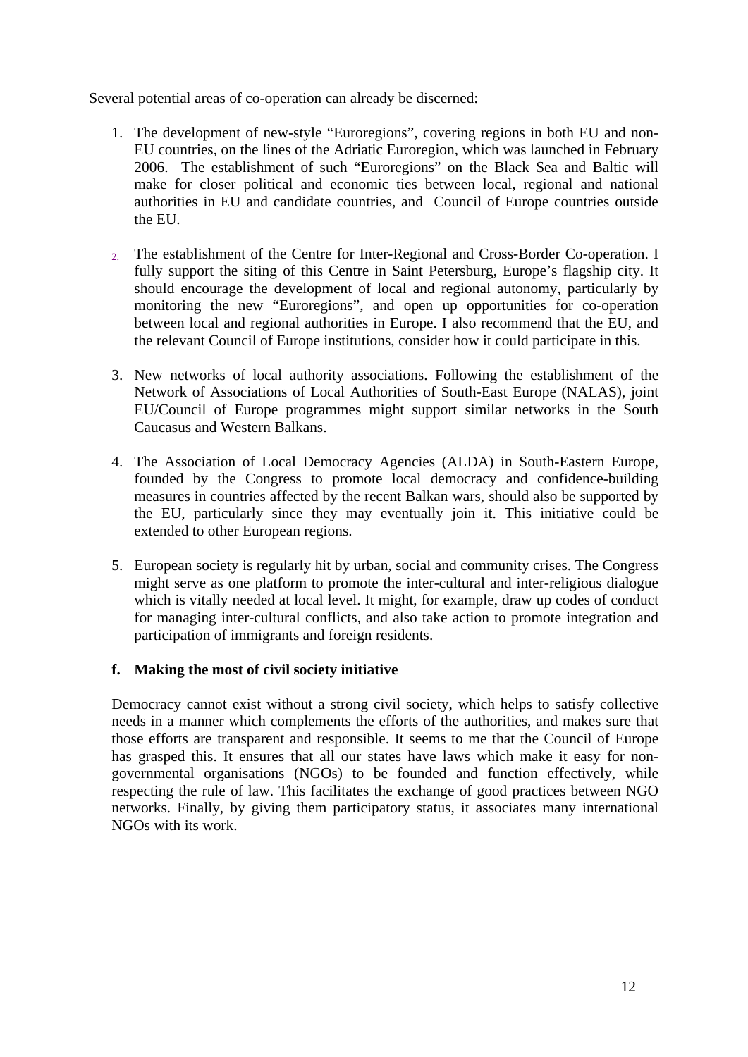Several potential areas of co-operation can already be discerned:

1. The development of new-style "Euroregions", covering regions in both EU and non-EU countries, on the lines of the Adriatic Euroregion, which was launched in February 2006. The establishment of such "Euroregions" on the Black Sea and Baltic will make for closer political and economic ties between local, regional and national authorities in EU and candidate countries, and Council of Europe countries outside the EU.

2. The establishment of the Centre for Inter-Regional and Cross-Border Co-operation. I fully support the siting of this Centre in Saint Petersburg, Europe's flagship city. It should encourage the development of local and regional autonomy, particularly by monitoring the new "Euroregions", and open up opportunities for co-operation between local and regional authorities in Europe. I also recommend that the EU, and the relevant Council of Europe institutions, consider how it could participate in this.

3. New networks of local authority associations. Following the establishment of the Network of Associations of Local Authorities of South-East Europe (NALAS), joint EU/Council of Europe programmes might support similar networks in the South Caucasus and Western Balkans.

4. The Association of Local Democracy Agencies (ALDA) in South-Eastern Europe, founded by the Congress to promote local democracy and confidence-building measures in countries affected by the recent Balkan wars, should also be supported by the EU, particularly since they may eventually join it. This initiative could be extended to other European regions.

5. European society is regularly hit by urban, social and community crises. The Congress might serve as one platform to promote the inter-cultural and inter-religious dialogue which is vitally needed at local level. It might, for example, draw up codes of conduct for managing inter-cultural conflicts, and also take action to promote integration and participation of immigrants and foreign residents.

### f. Making the most of civil society initiative

Democracy cannot exist without a strong civil society, which helps to satisfy collective needs in a manner which complements the efforts of the authorities, and makes sure that those efforts are transparent and responsible. It seems to me that the Council of Europe has grasped this. It ensures that all our states have laws which make it easy for non-governmental organisations (NGOs) to be founded and function effectively, while respecting the rule of law. This facilitates the exchange of good practices between NGO networks. Finally, by giving them participatory status, it associates many international NGOs with its work.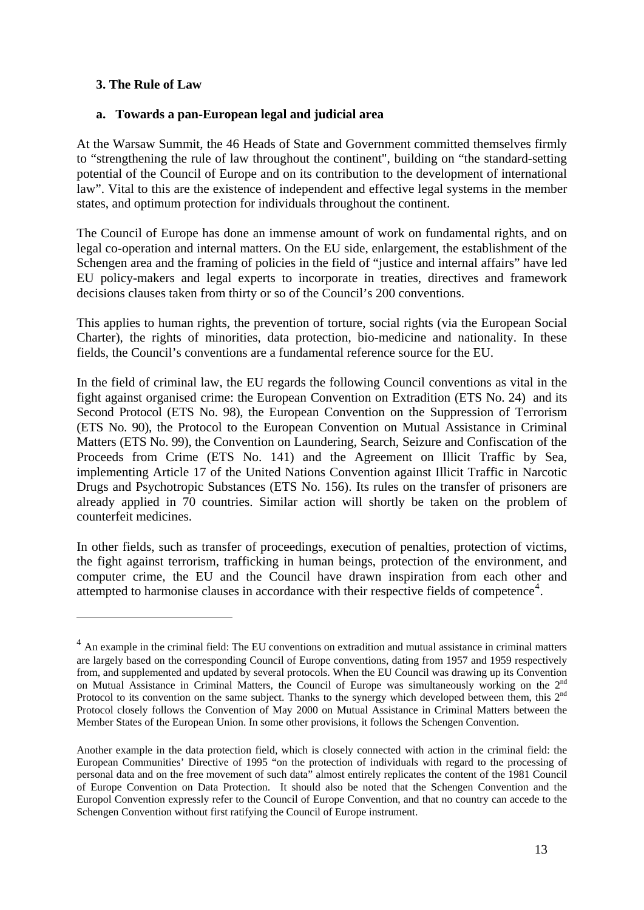### 3. The Rule of Law

#### a. Towards a pan-European legal and judicial area

At the Warsaw Summit, the 46 Heads of State and Government committed themselves firmly to "strengthening the rule of law throughout the continent", building on "the standard-setting potential of the Council of Europe and on its contribution to the development of international law". Vital to this are the existence of independent and effective legal systems in the member states, and optimum protection for individuals throughout the continent.

The Council of Europe has done an immense amount of work on fundamental rights, and on legal co-operation and internal matters. On the EU side, enlargement, the establishment of the Schengen area and the framing of policies in the field of "justice and internal affairs" have led EU policy-makers and legal experts to incorporate in treaties, directives and framework decisions clauses taken from thirty or so of the Council's 200 conventions.

This applies to human rights, the prevention of torture, social rights (via the European Social Charter), the rights of minorities, data protection, bio-medicine and nationality. In these fields, the Council's conventions are a fundamental reference source for the EU.

In the field of criminal law, the EU regards the following Council conventions as vital in the fight against organised crime: the European Convention on Extradition (ETS No. 24) and its Second Protocol (ETS No. 98), the European Convention on the Suppression of Terrorism (ETS No. 90), the Protocol to the European Convention on Mutual Assistance in Criminal Matters (ETS No. 99), the Convention on Laundering, Search, Seizure and Confiscation of the Proceeds from Crime (ETS No. 141) and the Agreement on Illicit Traffic by Sea, implementing Article 17 of the United Nations Convention against Illicit Traffic in Narcotic Drugs and Psychotropic Substances (ETS No. 156). Its rules on the transfer of prisoners are already applied in 70 countries. Similar action will shortly be taken on the problem of counterfeit medicines.

In other fields, such as transfer of proceedings, execution of penalties, protection of victims, the fight against terrorism, trafficking in human beings, protection of the environment, and computer crime, the EU and the Council have drawn inspiration from each other and attempted to harmonise clauses in accordance with their respective fields of competence[4].

---

[4] An example in the criminal field: The EU conventions on extradition and mutual assistance in criminal matters are largely based on the corresponding Council of Europe conventions, dating from 1957 and 1959 respectively from, and supplemented and updated by several protocols. When the EU Council was drawing up its Convention on Mutual Assistance in Criminal Matters, the Council of Europe was simultaneously working on the 2nd Protocol to its convention on the same subject. Thanks to the synergy which developed between them, this 2nd Protocol closely follows the Convention of May 2000 on Mutual Assistance in Criminal Matters between the Member States of the European Union. In some other provisions, it follows the Schengen Convention.

Another example in the data protection field, which is closely connected with action in the criminal field: the European Communities' Directive of 1995 "on the protection of individuals with regard to the processing of personal data and on the free movement of such data" almost entirely replicates the content of the 1981 Council of Europe Convention on Data Protection. It should also be noted that the Schengen Convention and the Europol Convention expressly refer to the Council of Europe Convention, and that no country can accede to the Schengen Convention without first ratifying the Council of Europe instrument.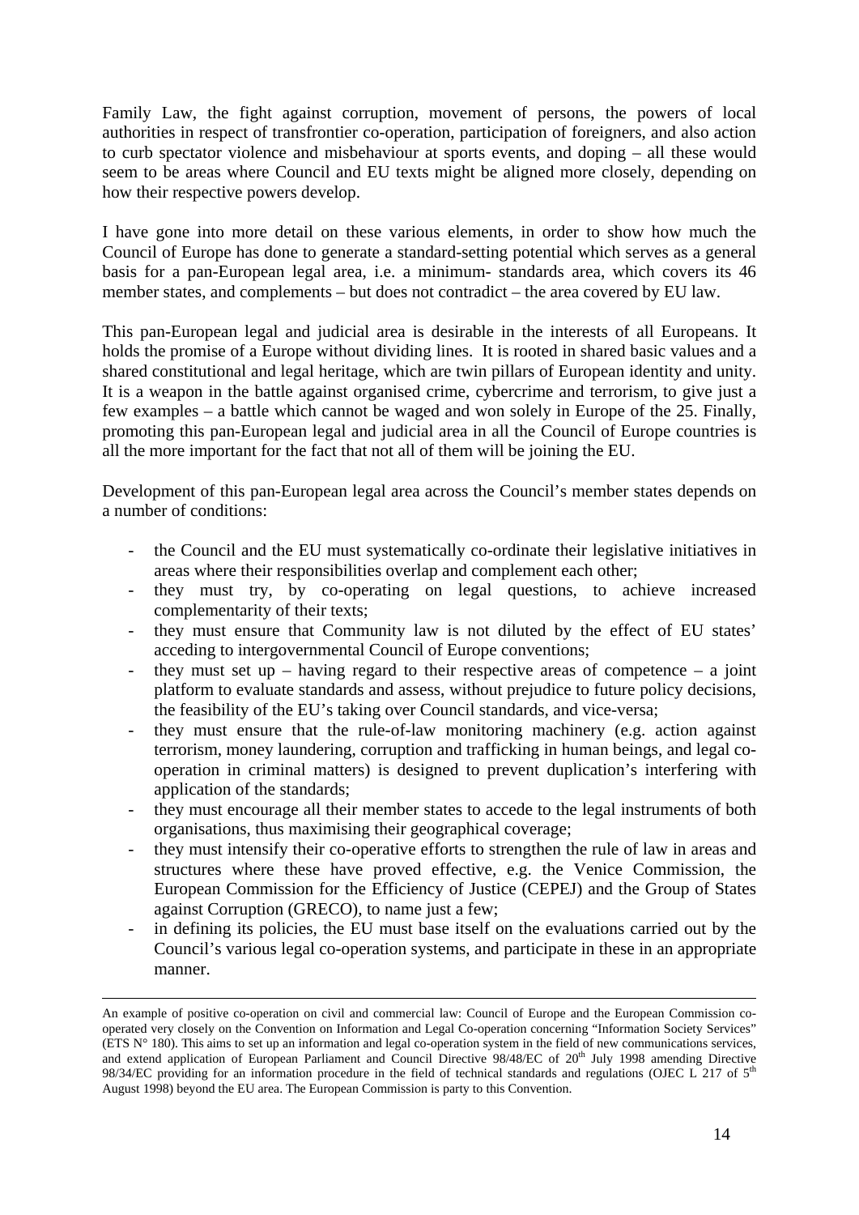Family Law, the fight against corruption, movement of persons, the powers of local authorities in respect of transfrontier co-operation, participation of foreigners, and also action to curb spectator violence and misbehaviour at sports events, and doping – all these would seem to be areas where Council and EU texts might be aligned more closely, depending on how their respective powers develop.

I have gone into more detail on these various elements, in order to show how much the Council of Europe has done to generate a standard-setting potential which serves as a general basis for a pan-European legal area, i.e. a minimum- standards area, which covers its 46 member states, and complements – but does not contradict – the area covered by EU law.

This pan-European legal and judicial area is desirable in the interests of all Europeans. It holds the promise of a Europe without dividing lines. It is rooted in shared basic values and a shared constitutional and legal heritage, which are twin pillars of European identity and unity. It is a weapon in the battle against organised crime, cybercrime and terrorism, to give just a few examples – a battle which cannot be waged and won solely in Europe of the 25. Finally, promoting this pan-European legal and judicial area in all the Council of Europe countries is all the more important for the fact that not all of them will be joining the EU.

Development of this pan-European legal area across the Council's member states depends on a number of conditions:

- the Council and the EU must systematically co-ordinate their legislative initiatives in areas where their responsibilities overlap and complement each other;
- they must try, by co-operating on legal questions, to achieve increased complementarity of their texts;
- they must ensure that Community law is not diluted by the effect of EU states' acceding to intergovernmental Council of Europe conventions;
- they must set up – having regard to their respective areas of competence – a joint platform to evaluate standards and assess, without prejudice to future policy decisions, the feasibility of the EU's taking over Council standards, and vice-versa;
- they must ensure that the rule-of-law monitoring machinery (e.g. action against terrorism, money laundering, corruption and trafficking in human beings, and legal co-operation in criminal matters) is designed to prevent duplication's interfering with application of the standards;
- they must encourage all their member states to accede to the legal instruments of both organisations, thus maximising their geographical coverage;
- they must intensify their co-operative efforts to strengthen the rule of law in areas and structures where these have proved effective, e.g. the Venice Commission, the European Commission for the Efficiency of Justice (CEPEJ) and the Group of States against Corruption (GRECO), to name just a few;
- in defining its policies, the EU must base itself on the evaluations carried out by the Council's various legal co-operation systems, and participate in these in an appropriate manner.

---

An example of positive co-operation on civil and commercial law: Council of Europe and the European Commission co-operated very closely on the Convention on Information and Legal Co-operation concerning "Information Society Services" (ETS N° 180). This aims to set up an information and legal co-operation system in the field of new communications services, and extend application of European Parliament and Council Directive 98/48/EC of 20th July 1998 amending Directive 98/34/EC providing for an information procedure in the field of technical standards and regulations (OJEC L 217 of 5th August 1998) beyond the EU area. The European Commission is party to this Convention.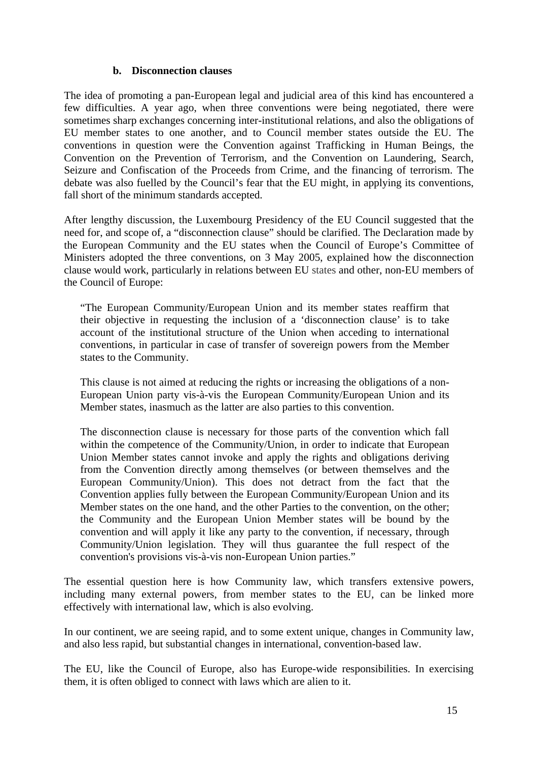### b. Disconnection clauses

The idea of promoting a pan-European legal and judicial area of this kind has encountered a few difficulties. A year ago, when three conventions were being negotiated, there were sometimes sharp exchanges concerning inter-institutional relations, and also the obligations of EU member states to one another, and to Council member states outside the EU. The conventions in question were the Convention against Trafficking in Human Beings, the Convention on the Prevention of Terrorism, and the Convention on Laundering, Search, Seizure and Confiscation of the Proceeds from Crime, and the financing of terrorism. The debate was also fuelled by the Council's fear that the EU might, in applying its conventions, fall short of the minimum standards accepted.

After lengthy discussion, the Luxembourg Presidency of the EU Council suggested that the need for, and scope of, a "disconnection clause" should be clarified. The Declaration made by the European Community and the EU states when the Council of Europe's Committee of Ministers adopted the three conventions, on 3 May 2005, explained how the disconnection clause would work, particularly in relations between EU states and other, non-EU members of the Council of Europe:

> "The European Community/European Union and its member states reaffirm that their objective in requesting the inclusion of a 'disconnection clause' is to take account of the institutional structure of the Union when acceding to international conventions, in particular in case of transfer of sovereign powers from the Member states to the Community.
>
> This clause is not aimed at reducing the rights or increasing the obligations of a non-European Union party vis-à-vis the European Community/European Union and its Member states, inasmuch as the latter are also parties to this convention.
>
> The disconnection clause is necessary for those parts of the convention which fall within the competence of the Community/Union, in order to indicate that European Union Member states cannot invoke and apply the rights and obligations deriving from the Convention directly among themselves (or between themselves and the European Community/Union). This does not detract from the fact that the Convention applies fully between the European Community/European Union and its Member states on the one hand, and the other Parties to the convention, on the other; the Community and the European Union Member states will be bound by the convention and will apply it like any party to the convention, if necessary, through Community/Union legislation. They will thus guarantee the full respect of the convention's provisions vis-à-vis non-European Union parties."

The essential question here is how Community law, which transfers extensive powers, including many external powers, from member states to the EU, can be linked more effectively with international law, which is also evolving.

In our continent, we are seeing rapid, and to some extent unique, changes in Community law, and also less rapid, but substantial changes in international, convention-based law.

The EU, like the Council of Europe, also has Europe-wide responsibilities. In exercising them, it is often obliged to connect with laws which are alien to it.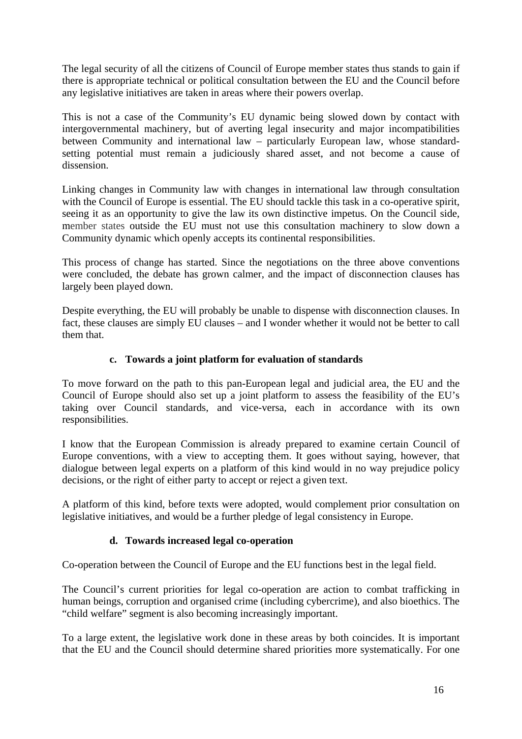The legal security of all the citizens of Council of Europe member states thus stands to gain if there is appropriate technical or political consultation between the EU and the Council before any legislative initiatives are taken in areas where their powers overlap.

This is not a case of the Community's EU dynamic being slowed down by contact with intergovernmental machinery, but of averting legal insecurity and major incompatibilities between Community and international law – particularly European law, whose standard-setting potential must remain a judiciously shared asset, and not become a cause of dissension.

Linking changes in Community law with changes in international law through consultation with the Council of Europe is essential. The EU should tackle this task in a co-operative spirit, seeing it as an opportunity to give the law its own distinctive impetus. On the Council side, member states outside the EU must not use this consultation machinery to slow down a Community dynamic which openly accepts its continental responsibilities.

This process of change has started. Since the negotiations on the three above conventions were concluded, the debate has grown calmer, and the impact of disconnection clauses has largely been played down.

Despite everything, the EU will probably be unable to dispense with disconnection clauses. In fact, these clauses are simply EU clauses – and I wonder whether it would not be better to call them that.

#### c. Towards a joint platform for evaluation of standards

To move forward on the path to this pan-European legal and judicial area, the EU and the Council of Europe should also set up a joint platform to assess the feasibility of the EU's taking over Council standards, and vice-versa, each in accordance with its own responsibilities.

I know that the European Commission is already prepared to examine certain Council of Europe conventions, with a view to accepting them. It goes without saying, however, that dialogue between legal experts on a platform of this kind would in no way prejudice policy decisions, or the right of either party to accept or reject a given text.

A platform of this kind, before texts were adopted, would complement prior consultation on legislative initiatives, and would be a further pledge of legal consistency in Europe.

#### d. Towards increased legal co-operation

Co-operation between the Council of Europe and the EU functions best in the legal field.

The Council's current priorities for legal co-operation are action to combat trafficking in human beings, corruption and organised crime (including cybercrime), and also bioethics. The "child welfare" segment is also becoming increasingly important.

To a large extent, the legislative work done in these areas by both coincides. It is important that the EU and the Council should determine shared priorities more systematically. For one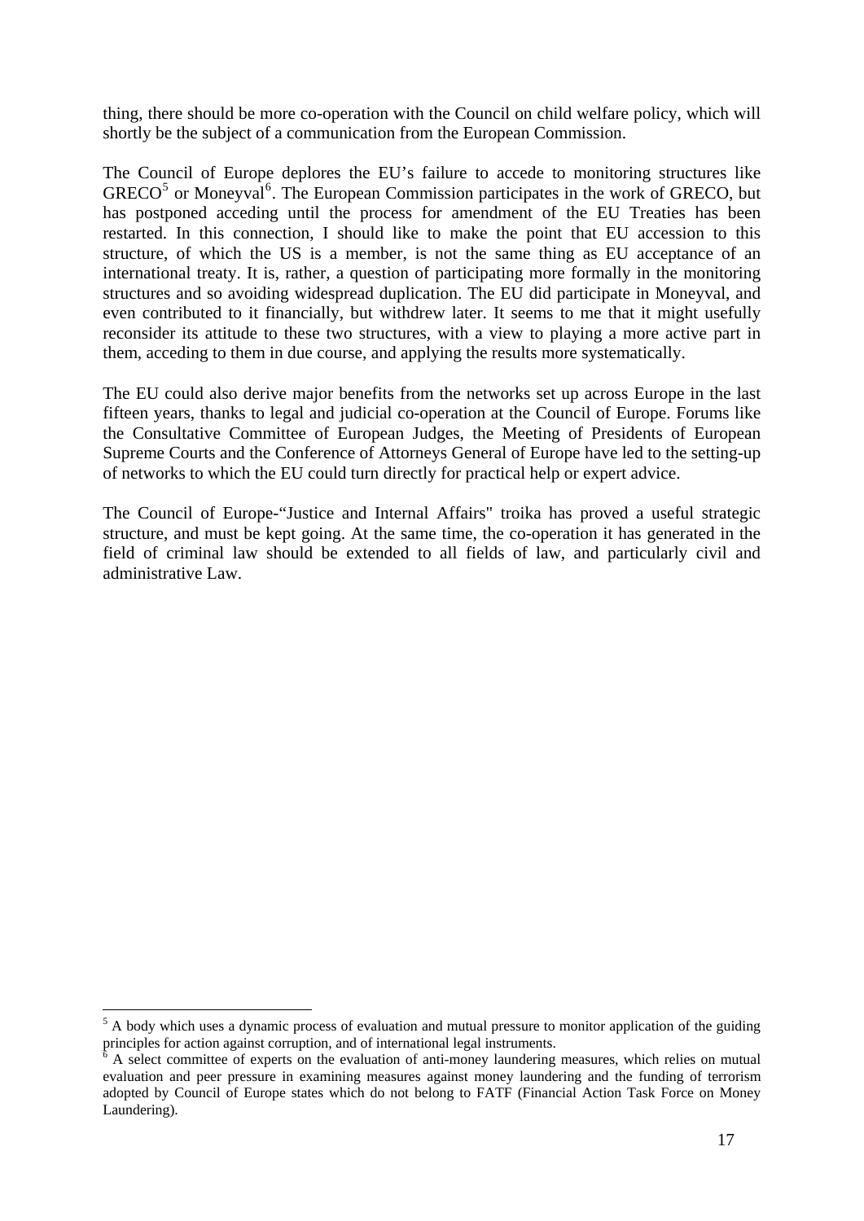thing, there should be more co-operation with the Council on child welfare policy, which will shortly be the subject of a communication from the European Commission.

The Council of Europe deplores the EU's failure to accede to monitoring structures like GRECO[5] or Moneyval[6]. The European Commission participates in the work of GRECO, but has postponed acceding until the process for amendment of the EU Treaties has been restarted. In this connection, I should like to make the point that EU accession to this structure, of which the US is a member, is not the same thing as EU acceptance of an international treaty. It is, rather, a question of participating more formally in the monitoring structures and so avoiding widespread duplication. The EU did participate in Moneyval, and even contributed to it financially, but withdrew later. It seems to me that it might usefully reconsider its attitude to these two structures, with a view to playing a more active part in them, acceding to them in due course, and applying the results more systematically.

The EU could also derive major benefits from the networks set up across Europe in the last fifteen years, thanks to legal and judicial co-operation at the Council of Europe. Forums like the Consultative Committee of European Judges, the Meeting of Presidents of European Supreme Courts and the Conference of Attorneys General of Europe have led to the setting-up of networks to which the EU could turn directly for practical help or expert advice.

The Council of Europe-"Justice and Internal Affairs" troika has proved a useful strategic structure, and must be kept going. At the same time, the co-operation it has generated in the field of criminal law should be extended to all fields of law, and particularly civil and administrative Law.

---

[5] A body which uses a dynamic process of evaluation and mutual pressure to monitor application of the guiding principles for action against corruption, and of international legal instruments.

[6] A select committee of experts on the evaluation of anti-money laundering measures, which relies on mutual evaluation and peer pressure in examining measures against money laundering and the funding of terrorism adopted by Council of Europe states which do not belong to FATF (Financial Action Task Force on Money Laundering).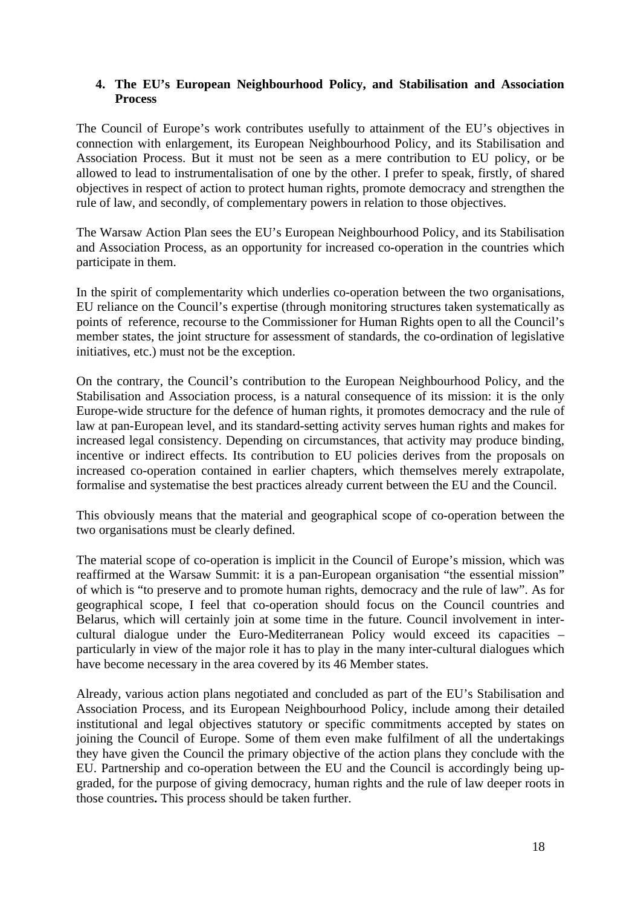## 4. The EU's European Neighbourhood Policy, and Stabilisation and Association Process

The Council of Europe's work contributes usefully to attainment of the EU's objectives in connection with enlargement, its European Neighbourhood Policy, and its Stabilisation and Association Process. But it must not be seen as a mere contribution to EU policy, or be allowed to lead to instrumentalisation of one by the other. I prefer to speak, firstly, of shared objectives in respect of action to protect human rights, promote democracy and strengthen the rule of law, and secondly, of complementary powers in relation to those objectives.

The Warsaw Action Plan sees the EU's European Neighbourhood Policy, and its Stabilisation and Association Process, as an opportunity for increased co-operation in the countries which participate in them.

In the spirit of complementarity which underlies co-operation between the two organisations, EU reliance on the Council's expertise (through monitoring structures taken systematically as points of reference, recourse to the Commissioner for Human Rights open to all the Council's member states, the joint structure for assessment of standards, the co-ordination of legislative initiatives, etc.) must not be the exception.

On the contrary, the Council's contribution to the European Neighbourhood Policy, and the Stabilisation and Association process, is a natural consequence of its mission: it is the only Europe-wide structure for the defence of human rights, it promotes democracy and the rule of law at pan-European level, and its standard-setting activity serves human rights and makes for increased legal consistency. Depending on circumstances, that activity may produce binding, incentive or indirect effects. Its contribution to EU policies derives from the proposals on increased co-operation contained in earlier chapters, which themselves merely extrapolate, formalise and systematise the best practices already current between the EU and the Council.

This obviously means that the material and geographical scope of co-operation between the two organisations must be clearly defined.

The material scope of co-operation is implicit in the Council of Europe's mission, which was reaffirmed at the Warsaw Summit: it is a pan-European organisation "the essential mission" of which is "to preserve and to promote human rights, democracy and the rule of law". As for geographical scope, I feel that co-operation should focus on the Council countries and Belarus, which will certainly join at some time in the future. Council involvement in inter-cultural dialogue under the Euro-Mediterranean Policy would exceed its capacities – particularly in view of the major role it has to play in the many inter-cultural dialogues which have become necessary in the area covered by its 46 Member states.

Already, various action plans negotiated and concluded as part of the EU's Stabilisation and Association Process, and its European Neighbourhood Policy, include among their detailed institutional and legal objectives statutory or specific commitments accepted by states on joining the Council of Europe. Some of them even make fulfilment of all the undertakings they have given the Council the primary objective of the action plans they conclude with the EU. Partnership and co-operation between the EU and the Council is accordingly being up-graded, for the purpose of giving democracy, human rights and the rule of law deeper roots in those countries**.** This process should be taken further.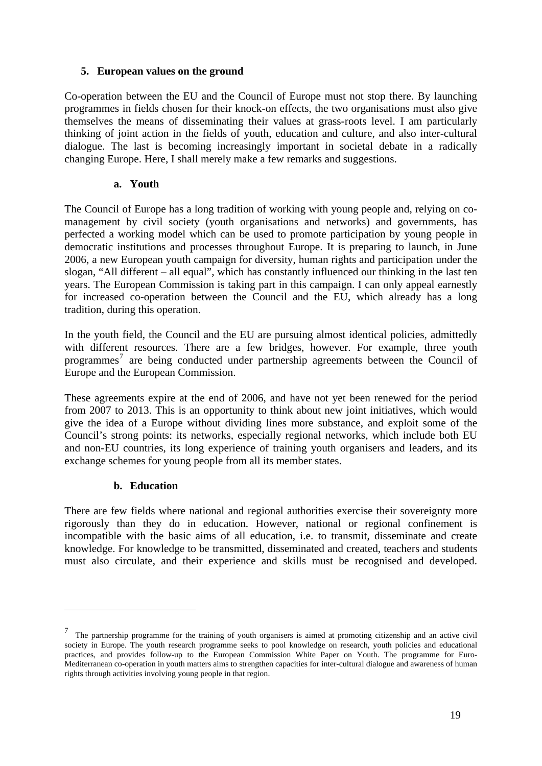## 5. European values on the ground

Co-operation between the EU and the Council of Europe must not stop there. By launching programmes in fields chosen for their knock-on effects, the two organisations must also give themselves the means of disseminating their values at grass-roots level. I am particularly thinking of joint action in the fields of youth, education and culture, and also inter-cultural dialogue. The last is becoming increasingly important in societal debate in a radically changing Europe. Here, I shall merely make a few remarks and suggestions.

### a. Youth

The Council of Europe has a long tradition of working with young people and, relying on co-management by civil society (youth organisations and networks) and governments, has perfected a working model which can be used to promote participation by young people in democratic institutions and processes throughout Europe. It is preparing to launch, in June 2006, a new European youth campaign for diversity, human rights and participation under the slogan, "All different – all equal", which has constantly influenced our thinking in the last ten years. The European Commission is taking part in this campaign. I can only appeal earnestly for increased co-operation between the Council and the EU, which already has a long tradition, during this operation.

In the youth field, the Council and the EU are pursuing almost identical policies, admittedly with different resources. There are a few bridges, however. For example, three youth programmes[7] are being conducted under partnership agreements between the Council of Europe and the European Commission.

These agreements expire at the end of 2006, and have not yet been renewed for the period from 2007 to 2013. This is an opportunity to think about new joint initiatives, which would give the idea of a Europe without dividing lines more substance, and exploit some of the Council's strong points: its networks, especially regional networks, which include both EU and non-EU countries, its long experience of training youth organisers and leaders, and its exchange schemes for young people from all its member states.

### b. Education

There are few fields where national and regional authorities exercise their sovereignty more rigorously than they do in education. However, national or regional confinement is incompatible with the basic aims of all education, i.e. to transmit, disseminate and create knowledge. For knowledge to be transmitted, disseminated and created, teachers and students must also circulate, and their experience and skills must be recognised and developed.

---

[7] The partnership programme for the training of youth organisers is aimed at promoting citizenship and an active civil society in Europe. The youth research programme seeks to pool knowledge on research, youth policies and educational practices, and provides follow-up to the European Commission White Paper on Youth. The programme for Euro-Mediterranean co-operation in youth matters aims to strengthen capacities for inter-cultural dialogue and awareness of human rights through activities involving young people in that region.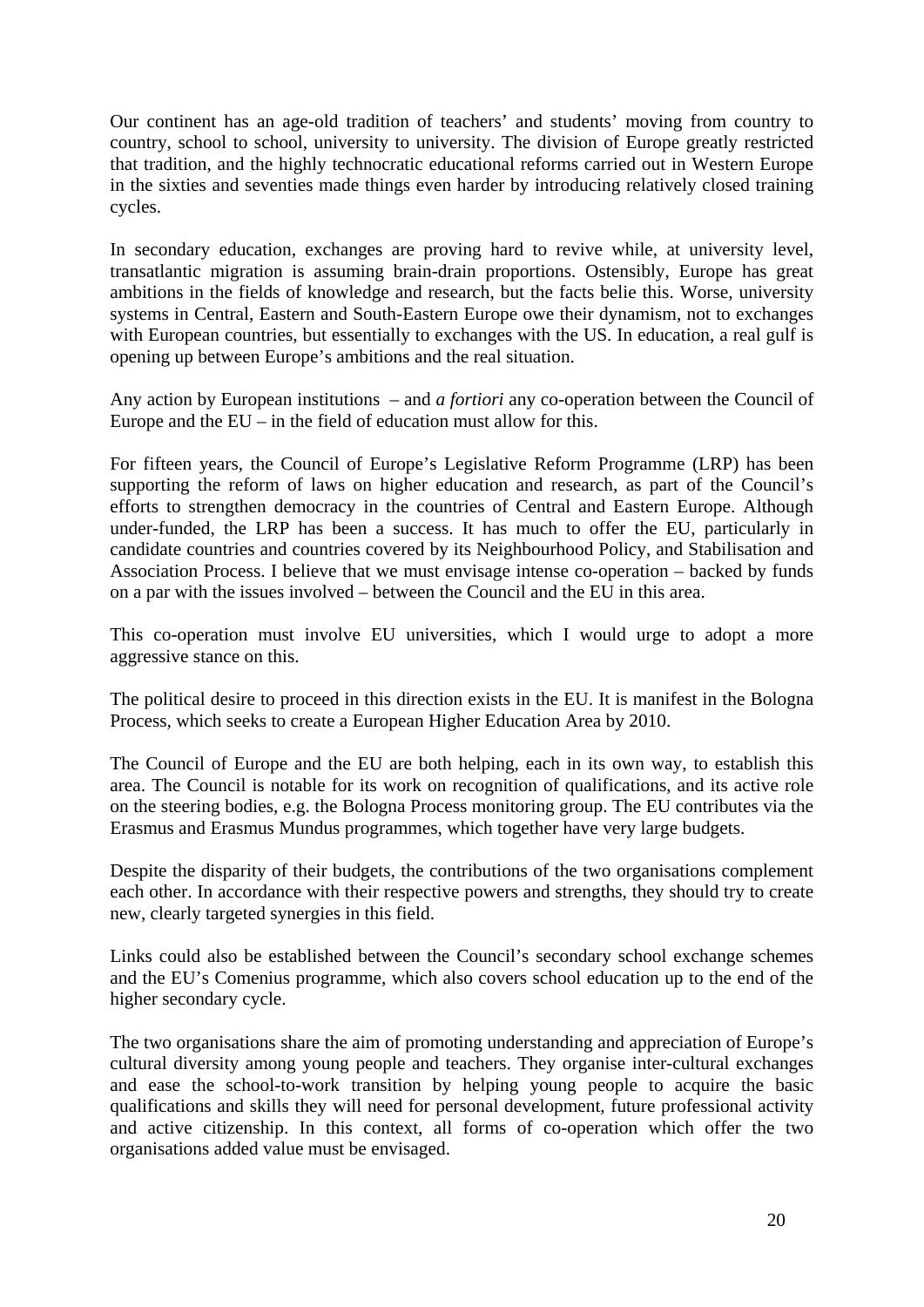Our continent has an age-old tradition of teachers' and students' moving from country to country, school to school, university to university. The division of Europe greatly restricted that tradition, and the highly technocratic educational reforms carried out in Western Europe in the sixties and seventies made things even harder by introducing relatively closed training cycles.

In secondary education, exchanges are proving hard to revive while, at university level, transatlantic migration is assuming brain-drain proportions. Ostensibly, Europe has great ambitions in the fields of knowledge and research, but the facts belie this. Worse, university systems in Central, Eastern and South-Eastern Europe owe their dynamism, not to exchanges with European countries, but essentially to exchanges with the US. In education, a real gulf is opening up between Europe's ambitions and the real situation.

Any action by European institutions – and *a fortiori* any co-operation between the Council of Europe and the EU – in the field of education must allow for this.

For fifteen years, the Council of Europe's Legislative Reform Programme (LRP) has been supporting the reform of laws on higher education and research, as part of the Council's efforts to strengthen democracy in the countries of Central and Eastern Europe. Although under-funded, the LRP has been a success. It has much to offer the EU, particularly in candidate countries and countries covered by its Neighbourhood Policy, and Stabilisation and Association Process. I believe that we must envisage intense co-operation – backed by funds on a par with the issues involved – between the Council and the EU in this area.

This co-operation must involve EU universities, which I would urge to adopt a more aggressive stance on this.

The political desire to proceed in this direction exists in the EU. It is manifest in the Bologna Process, which seeks to create a European Higher Education Area by 2010.

The Council of Europe and the EU are both helping, each in its own way, to establish this area. The Council is notable for its work on recognition of qualifications, and its active role on the steering bodies, e.g. the Bologna Process monitoring group. The EU contributes via the Erasmus and Erasmus Mundus programmes, which together have very large budgets.

Despite the disparity of their budgets, the contributions of the two organisations complement each other. In accordance with their respective powers and strengths, they should try to create new, clearly targeted synergies in this field.

Links could also be established between the Council's secondary school exchange schemes and the EU's Comenius programme, which also covers school education up to the end of the higher secondary cycle.

The two organisations share the aim of promoting understanding and appreciation of Europe's cultural diversity among young people and teachers. They organise inter-cultural exchanges and ease the school-to-work transition by helping young people to acquire the basic qualifications and skills they will need for personal development, future professional activity and active citizenship. In this context, all forms of co-operation which offer the two organisations added value must be envisaged.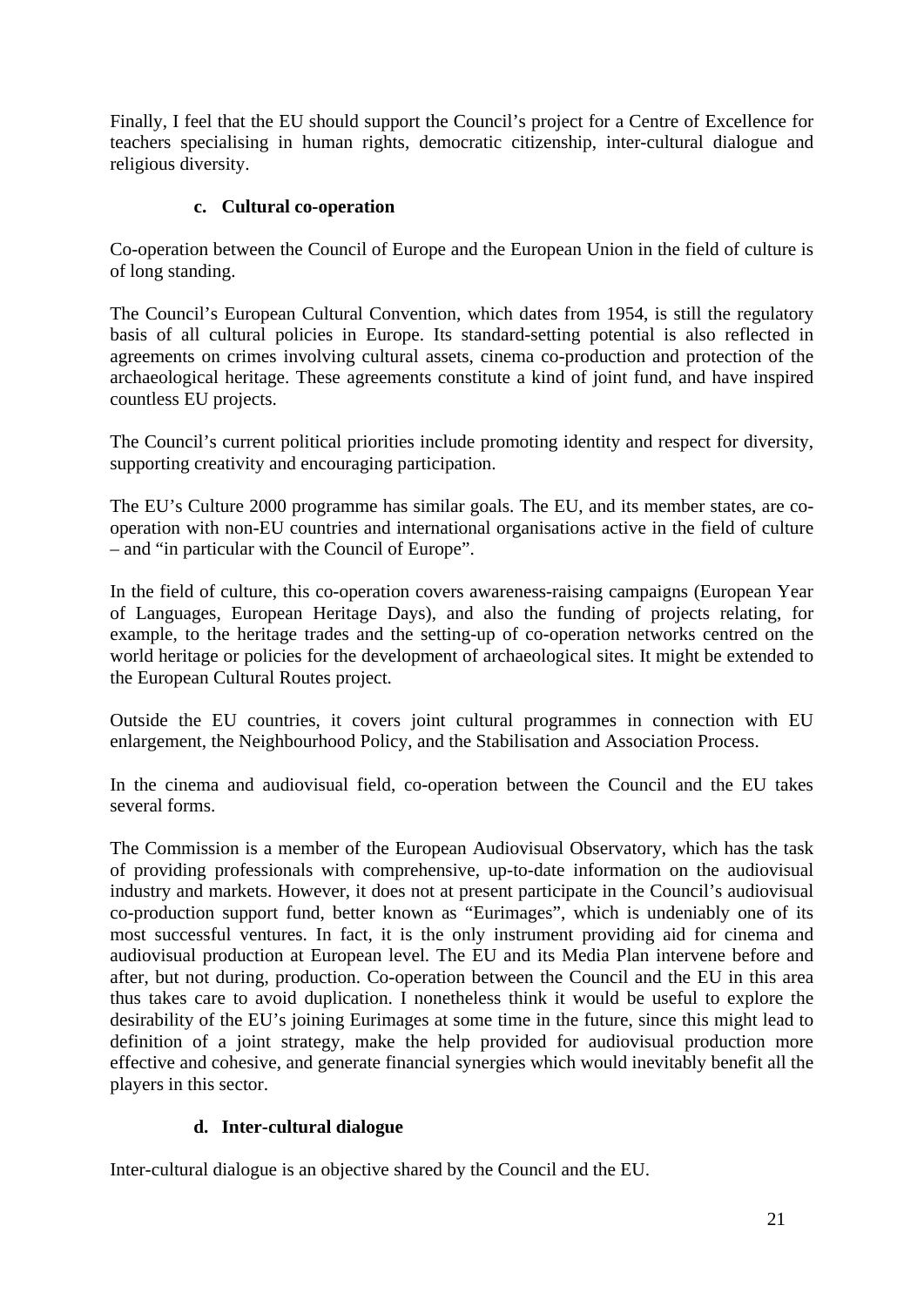Finally, I feel that the EU should support the Council's project for a Centre of Excellence for teachers specialising in human rights, democratic citizenship, inter-cultural dialogue and religious diversity.

#### c. Cultural co-operation

Co-operation between the Council of Europe and the European Union in the field of culture is of long standing.

The Council's European Cultural Convention, which dates from 1954, is still the regulatory basis of all cultural policies in Europe. Its standard-setting potential is also reflected in agreements on crimes involving cultural assets, cinema co-production and protection of the archaeological heritage. These agreements constitute a kind of joint fund, and have inspired countless EU projects.

The Council's current political priorities include promoting identity and respect for diversity, supporting creativity and encouraging participation.

The EU's Culture 2000 programme has similar goals. The EU, and its member states, are co-operation with non-EU countries and international organisations active in the field of culture – and "in particular with the Council of Europe".

In the field of culture, this co-operation covers awareness-raising campaigns (European Year of Languages, European Heritage Days), and also the funding of projects relating, for example, to the heritage trades and the setting-up of co-operation networks centred on the world heritage or policies for the development of archaeological sites. It might be extended to the European Cultural Routes project.

Outside the EU countries, it covers joint cultural programmes in connection with EU enlargement, the Neighbourhood Policy, and the Stabilisation and Association Process.

In the cinema and audiovisual field, co-operation between the Council and the EU takes several forms.

The Commission is a member of the European Audiovisual Observatory, which has the task of providing professionals with comprehensive, up-to-date information on the audiovisual industry and markets. However, it does not at present participate in the Council's audiovisual co-production support fund, better known as "Eurimages", which is undeniably one of its most successful ventures. In fact, it is the only instrument providing aid for cinema and audiovisual production at European level. The EU and its Media Plan intervene before and after, but not during, production. Co-operation between the Council and the EU in this area thus takes care to avoid duplication. I nonetheless think it would be useful to explore the desirability of the EU's joining Eurimages at some time in the future, since this might lead to definition of a joint strategy, make the help provided for audiovisual production more effective and cohesive, and generate financial synergies which would inevitably benefit all the players in this sector.

#### d. Inter-cultural dialogue

Inter-cultural dialogue is an objective shared by the Council and the EU.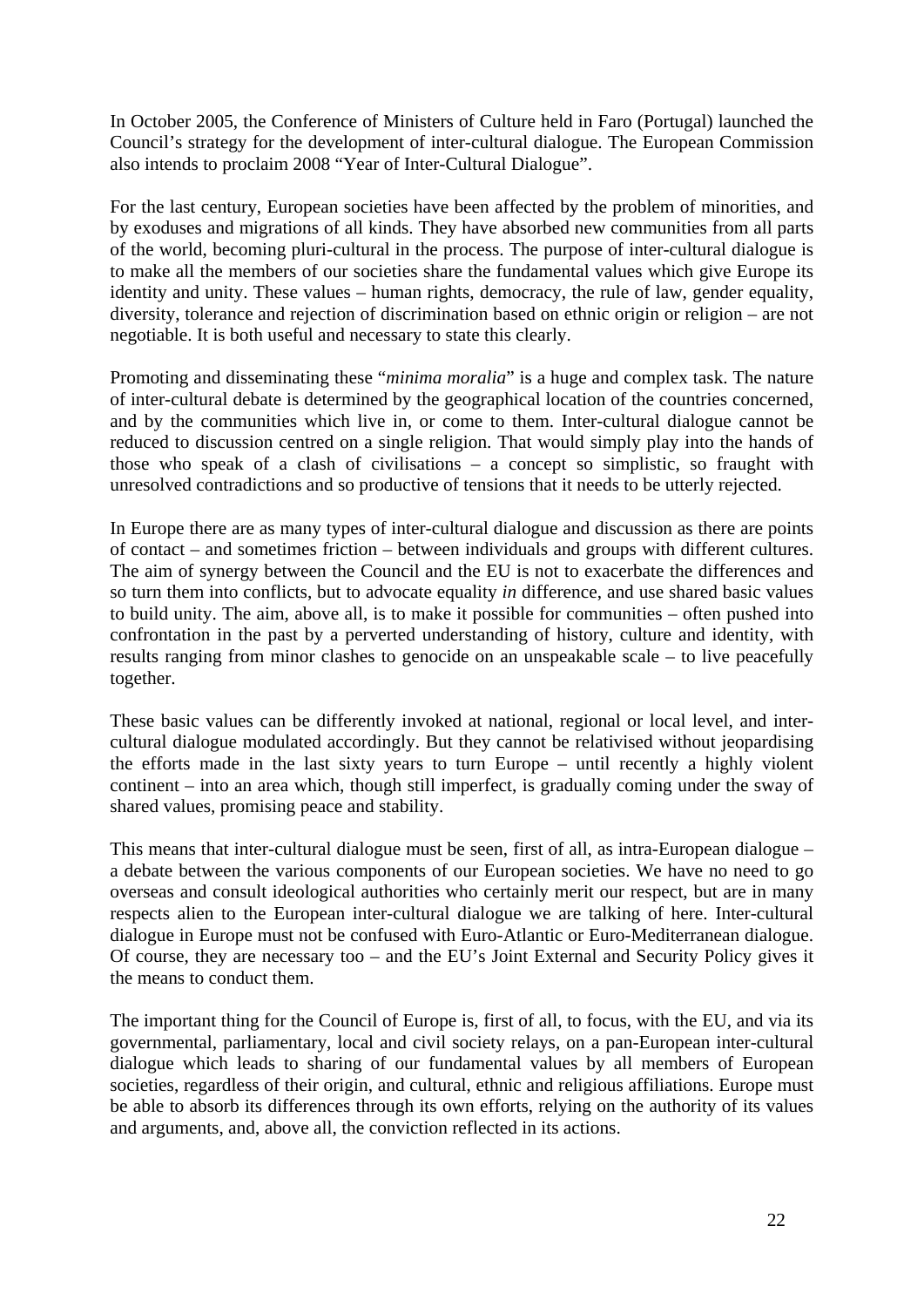In October 2005, the Conference of Ministers of Culture held in Faro (Portugal) launched the Council's strategy for the development of inter-cultural dialogue. The European Commission also intends to proclaim 2008 "Year of Inter-Cultural Dialogue".

For the last century, European societies have been affected by the problem of minorities, and by exoduses and migrations of all kinds. They have absorbed new communities from all parts of the world, becoming pluri-cultural in the process. The purpose of inter-cultural dialogue is to make all the members of our societies share the fundamental values which give Europe its identity and unity. These values – human rights, democracy, the rule of law, gender equality, diversity, tolerance and rejection of discrimination based on ethnic origin or religion – are not negotiable. It is both useful and necessary to state this clearly.

Promoting and disseminating these "*minima moralia*" is a huge and complex task. The nature of inter-cultural debate is determined by the geographical location of the countries concerned, and by the communities which live in, or come to them. Inter-cultural dialogue cannot be reduced to discussion centred on a single religion. That would simply play into the hands of those who speak of a clash of civilisations – a concept so simplistic, so fraught with unresolved contradictions and so productive of tensions that it needs to be utterly rejected.

In Europe there are as many types of inter-cultural dialogue and discussion as there are points of contact – and sometimes friction – between individuals and groups with different cultures. The aim of synergy between the Council and the EU is not to exacerbate the differences and so turn them into conflicts, but to advocate equality *in* difference, and use shared basic values to build unity. The aim, above all, is to make it possible for communities – often pushed into confrontation in the past by a perverted understanding of history, culture and identity, with results ranging from minor clashes to genocide on an unspeakable scale – to live peacefully together.

These basic values can be differently invoked at national, regional or local level, and inter-cultural dialogue modulated accordingly. But they cannot be relativised without jeopardising the efforts made in the last sixty years to turn Europe – until recently a highly violent continent – into an area which, though still imperfect, is gradually coming under the sway of shared values, promising peace and stability.

This means that inter-cultural dialogue must be seen, first of all, as intra-European dialogue – a debate between the various components of our European societies. We have no need to go overseas and consult ideological authorities who certainly merit our respect, but are in many respects alien to the European inter-cultural dialogue we are talking of here. Inter-cultural dialogue in Europe must not be confused with Euro-Atlantic or Euro-Mediterranean dialogue. Of course, they are necessary too – and the EU's Joint External and Security Policy gives it the means to conduct them.

The important thing for the Council of Europe is, first of all, to focus, with the EU, and via its governmental, parliamentary, local and civil society relays, on a pan-European inter-cultural dialogue which leads to sharing of our fundamental values by all members of European societies, regardless of their origin, and cultural, ethnic and religious affiliations. Europe must be able to absorb its differences through its own efforts, relying on the authority of its values and arguments, and, above all, the conviction reflected in its actions.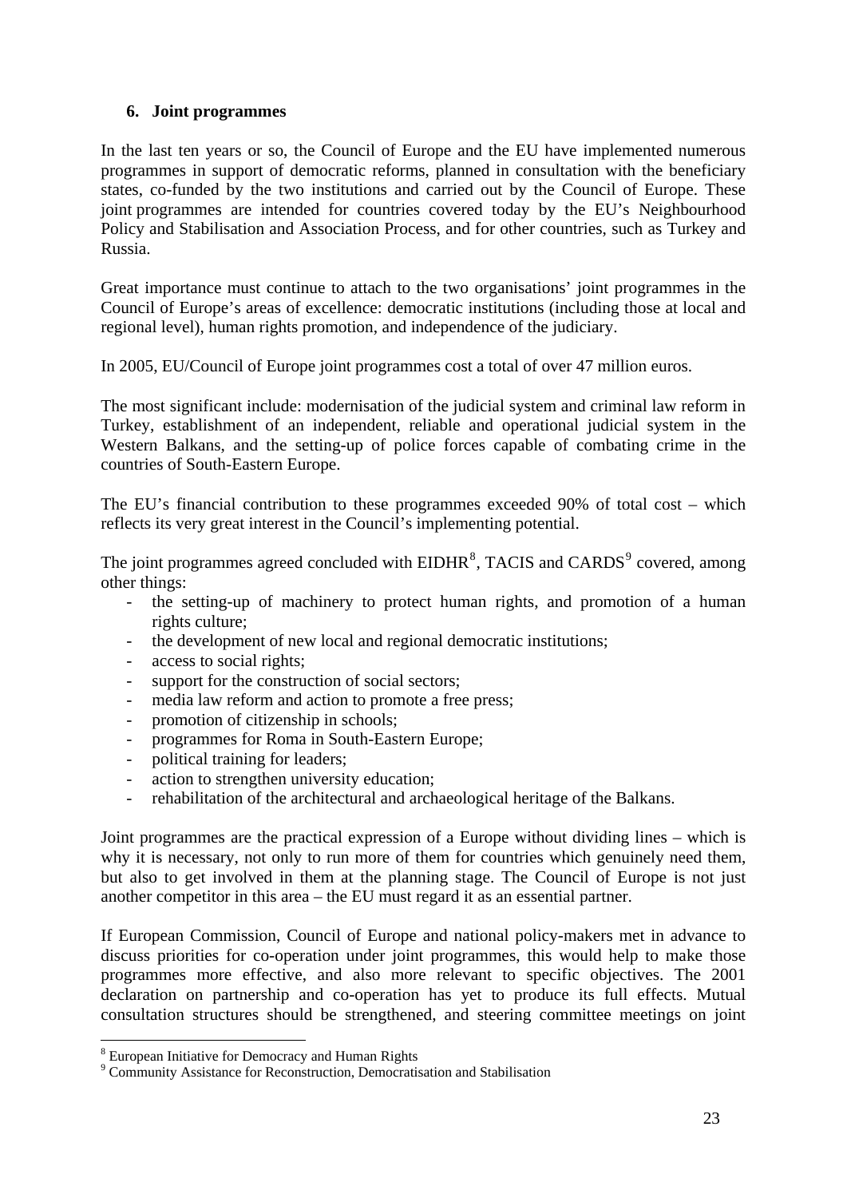### 6. Joint programmes

In the last ten years or so, the Council of Europe and the EU have implemented numerous programmes in support of democratic reforms, planned in consultation with the beneficiary states, co-funded by the two institutions and carried out by the Council of Europe. These joint programmes are intended for countries covered today by the EU's Neighbourhood Policy and Stabilisation and Association Process, and for other countries, such as Turkey and Russia.

Great importance must continue to attach to the two organisations' joint programmes in the Council of Europe's areas of excellence: democratic institutions (including those at local and regional level), human rights promotion, and independence of the judiciary.

In 2005, EU/Council of Europe joint programmes cost a total of over 47 million euros.

The most significant include: modernisation of the judicial system and criminal law reform in Turkey, establishment of an independent, reliable and operational judicial system in the Western Balkans, and the setting-up of police forces capable of combating crime in the countries of South-Eastern Europe.

The EU's financial contribution to these programmes exceeded 90% of total cost – which reflects its very great interest in the Council's implementing potential.

The joint programmes agreed concluded with EIDHR[8], TACIS and CARDS[9] covered, among other things:

- the setting-up of machinery to protect human rights, and promotion of a human rights culture;
- the development of new local and regional democratic institutions;
- access to social rights;
- support for the construction of social sectors;
- media law reform and action to promote a free press;
- promotion of citizenship in schools;
- programmes for Roma in South-Eastern Europe;
- political training for leaders;
- action to strengthen university education;
- rehabilitation of the architectural and archaeological heritage of the Balkans.

Joint programmes are the practical expression of a Europe without dividing lines – which is why it is necessary, not only to run more of them for countries which genuinely need them, but also to get involved in them at the planning stage. The Council of Europe is not just another competitor in this area – the EU must regard it as an essential partner.

If European Commission, Council of Europe and national policy-makers met in advance to discuss priorities for co-operation under joint programmes, this would help to make those programmes more effective, and also more relevant to specific objectives. The 2001 declaration on partnership and co-operation has yet to produce its full effects. Mutual consultation structures should be strengthened, and steering committee meetings on joint

[8] European Initiative for Democracy and Human Rights

[9] Community Assistance for Reconstruction, Democratisation and Stabilisation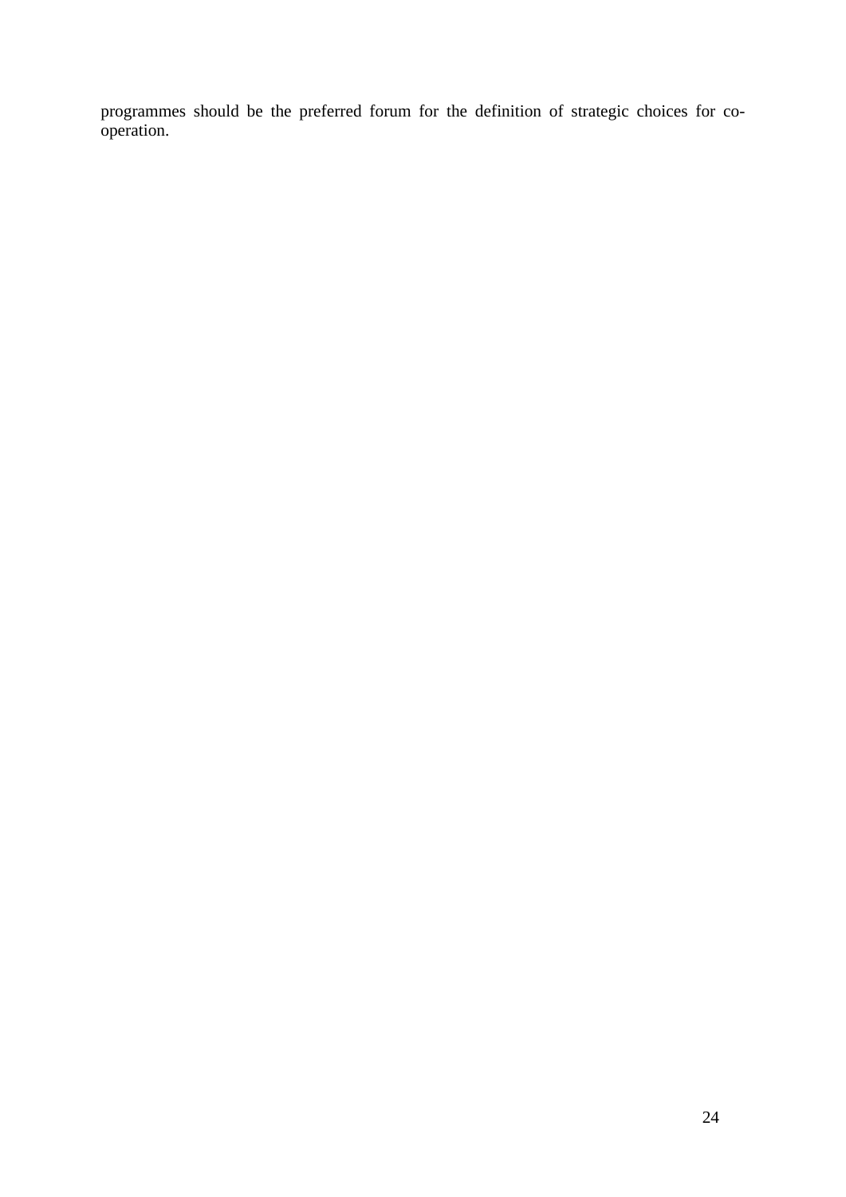programmes should be the preferred forum for the definition of strategic choices for co-operation.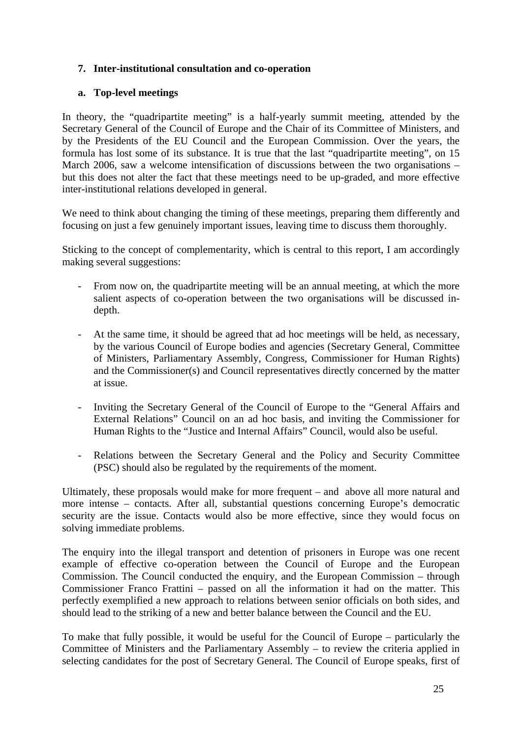## 7. Inter-institutional consultation and co-operation

### a. Top-level meetings

In theory, the "quadripartite meeting" is a half-yearly summit meeting, attended by the Secretary General of the Council of Europe and the Chair of its Committee of Ministers, and by the Presidents of the EU Council and the European Commission. Over the years, the formula has lost some of its substance. It is true that the last "quadripartite meeting", on 15 March 2006, saw a welcome intensification of discussions between the two organisations – but this does not alter the fact that these meetings need to be up-graded, and more effective inter-institutional relations developed in general.

We need to think about changing the timing of these meetings, preparing them differently and focusing on just a few genuinely important issues, leaving time to discuss them thoroughly.

Sticking to the concept of complementarity, which is central to this report, I am accordingly making several suggestions:

- From now on, the quadripartite meeting will be an annual meeting, at which the more salient aspects of co-operation between the two organisations will be discussed in-depth.

- At the same time, it should be agreed that ad hoc meetings will be held, as necessary, by the various Council of Europe bodies and agencies (Secretary General, Committee of Ministers, Parliamentary Assembly, Congress, Commissioner for Human Rights) and the Commissioner(s) and Council representatives directly concerned by the matter at issue.

- Inviting the Secretary General of the Council of Europe to the "General Affairs and External Relations" Council on an ad hoc basis, and inviting the Commissioner for Human Rights to the "Justice and Internal Affairs" Council, would also be useful.

- Relations between the Secretary General and the Policy and Security Committee (PSC) should also be regulated by the requirements of the moment.

Ultimately, these proposals would make for more frequent – and above all more natural and more intense – contacts. After all, substantial questions concerning Europe's democratic security are the issue. Contacts would also be more effective, since they would focus on solving immediate problems.

The enquiry into the illegal transport and detention of prisoners in Europe was one recent example of effective co-operation between the Council of Europe and the European Commission. The Council conducted the enquiry, and the European Commission – through Commissioner Franco Frattini – passed on all the information it had on the matter. This perfectly exemplified a new approach to relations between senior officials on both sides, and should lead to the striking of a new and better balance between the Council and the EU.

To make that fully possible, it would be useful for the Council of Europe – particularly the Committee of Ministers and the Parliamentary Assembly – to review the criteria applied in selecting candidates for the post of Secretary General. The Council of Europe speaks, first of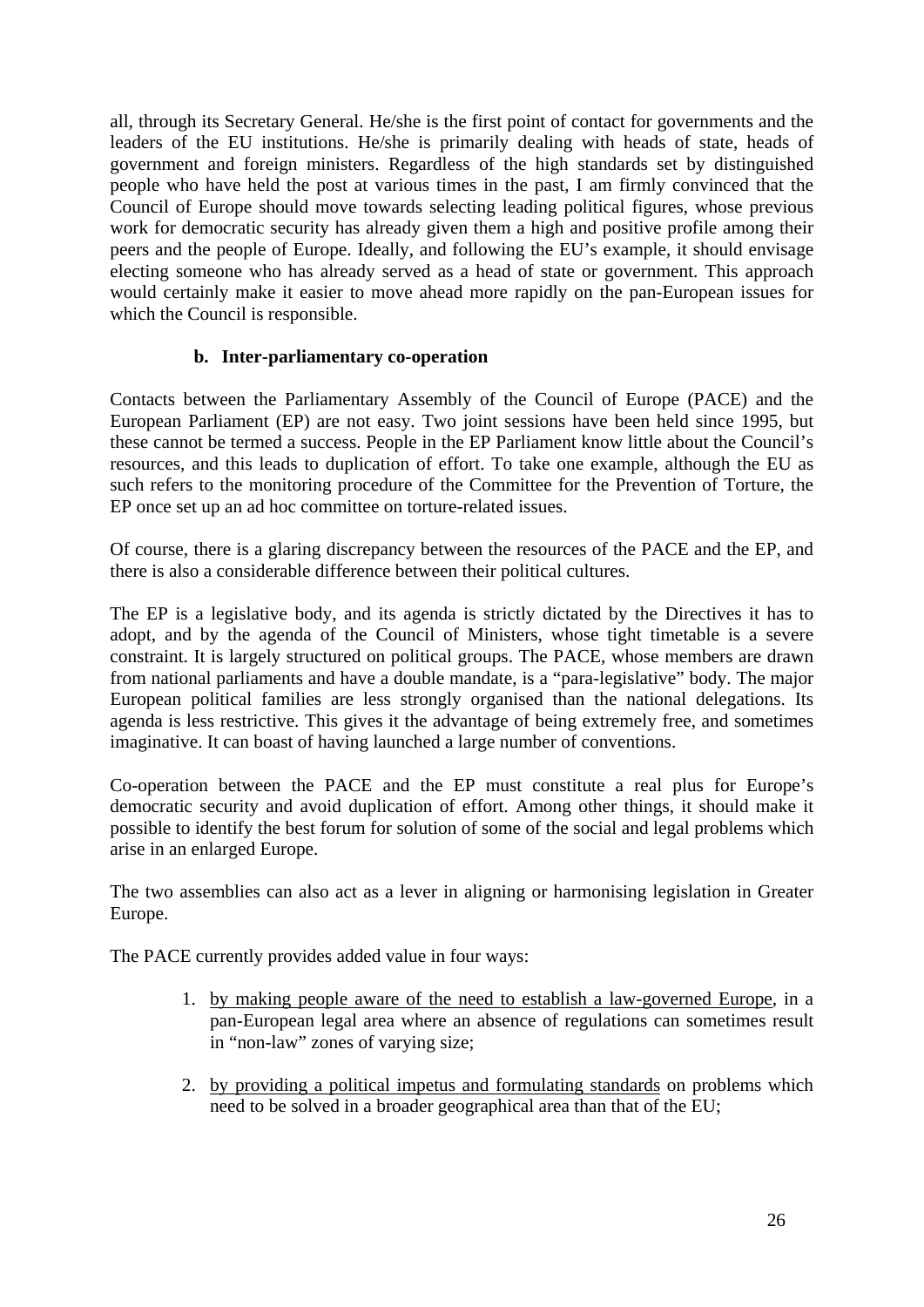all, through its Secretary General. He/she is the first point of contact for governments and the leaders of the EU institutions. He/she is primarily dealing with heads of state, heads of government and foreign ministers. Regardless of the high standards set by distinguished people who have held the post at various times in the past, I am firmly convinced that the Council of Europe should move towards selecting leading political figures, whose previous work for democratic security has already given them a high and positive profile among their peers and the people of Europe. Ideally, and following the EU's example, it should envisage electing someone who has already served as a head of state or government. This approach would certainly make it easier to move ahead more rapidly on the pan-European issues for which the Council is responsible.

#### b. Inter-parliamentary co-operation

Contacts between the Parliamentary Assembly of the Council of Europe (PACE) and the European Parliament (EP) are not easy. Two joint sessions have been held since 1995, but these cannot be termed a success. People in the EP Parliament know little about the Council's resources, and this leads to duplication of effort. To take one example, although the EU as such refers to the monitoring procedure of the Committee for the Prevention of Torture, the EP once set up an ad hoc committee on torture-related issues.

Of course, there is a glaring discrepancy between the resources of the PACE and the EP, and there is also a considerable difference between their political cultures.

The EP is a legislative body, and its agenda is strictly dictated by the Directives it has to adopt, and by the agenda of the Council of Ministers, whose tight timetable is a severe constraint. It is largely structured on political groups. The PACE, whose members are drawn from national parliaments and have a double mandate, is a "para-legislative" body. The major European political families are less strongly organised than the national delegations. Its agenda is less restrictive. This gives it the advantage of being extremely free, and sometimes imaginative. It can boast of having launched a large number of conventions.

Co-operation between the PACE and the EP must constitute a real plus for Europe's democratic security and avoid duplication of effort. Among other things, it should make it possible to identify the best forum for solution of some of the social and legal problems which arise in an enlarged Europe.

The two assemblies can also act as a lever in aligning or harmonising legislation in Greater Europe.

The PACE currently provides added value in four ways:

1. by making people aware of the need to establish a law-governed Europe, in a pan-European legal area where an absence of regulations can sometimes result in "non-law" zones of varying size;

2. by providing a political impetus and formulating standards on problems which need to be solved in a broader geographical area than that of the EU;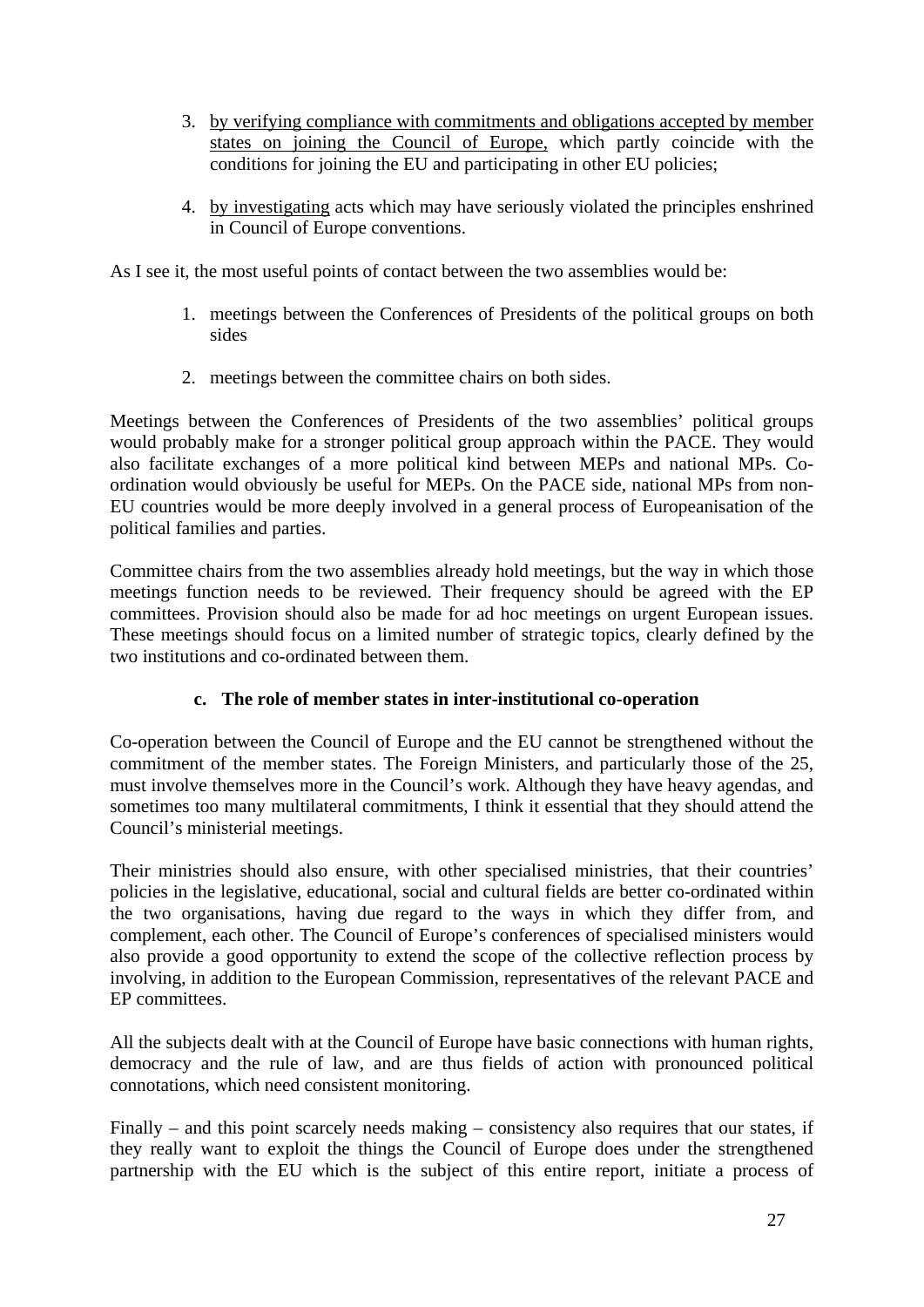3. by verifying compliance with commitments and obligations accepted by member states on joining the Council of Europe, which partly coincide with the conditions for joining the EU and participating in other EU policies;

4. by investigating acts which may have seriously violated the principles enshrined in Council of Europe conventions.

As I see it, the most useful points of contact between the two assemblies would be:

1. meetings between the Conferences of Presidents of the political groups on both sides

2. meetings between the committee chairs on both sides.

Meetings between the Conferences of Presidents of the two assemblies' political groups would probably make for a stronger political group approach within the PACE. They would also facilitate exchanges of a more political kind between MEPs and national MPs. Co-ordination would obviously be useful for MEPs. On the PACE side, national MPs from non-EU countries would be more deeply involved in a general process of Europeanisation of the political families and parties.

Committee chairs from the two assemblies already hold meetings, but the way in which those meetings function needs to be reviewed. Their frequency should be agreed with the EP committees. Provision should also be made for ad hoc meetings on urgent European issues. These meetings should focus on a limited number of strategic topics, clearly defined by the two institutions and co-ordinated between them.

#### c. The role of member states in inter-institutional co-operation

Co-operation between the Council of Europe and the EU cannot be strengthened without the commitment of the member states. The Foreign Ministers, and particularly those of the 25, must involve themselves more in the Council's work. Although they have heavy agendas, and sometimes too many multilateral commitments, I think it essential that they should attend the Council's ministerial meetings.

Their ministries should also ensure, with other specialised ministries, that their countries' policies in the legislative, educational, social and cultural fields are better co-ordinated within the two organisations, having due regard to the ways in which they differ from, and complement, each other. The Council of Europe's conferences of specialised ministers would also provide a good opportunity to extend the scope of the collective reflection process by involving, in addition to the European Commission, representatives of the relevant PACE and EP committees.

All the subjects dealt with at the Council of Europe have basic connections with human rights, democracy and the rule of law, and are thus fields of action with pronounced political connotations, which need consistent monitoring.

Finally – and this point scarcely needs making – consistency also requires that our states, if they really want to exploit the things the Council of Europe does under the strengthened partnership with the EU which is the subject of this entire report, initiate a process of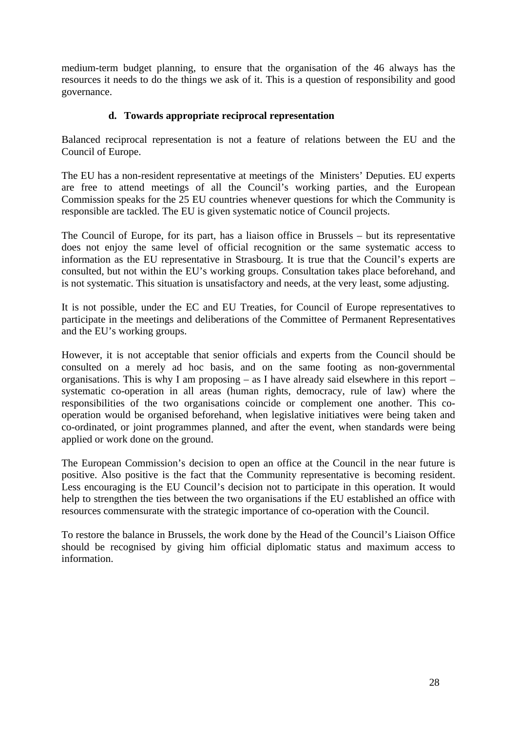medium-term budget planning, to ensure that the organisation of the 46 always has the resources it needs to do the things we ask of it. This is a question of responsibility and good governance.

### d. Towards appropriate reciprocal representation

Balanced reciprocal representation is not a feature of relations between the EU and the Council of Europe.

The EU has a non-resident representative at meetings of the Ministers' Deputies. EU experts are free to attend meetings of all the Council's working parties, and the European Commission speaks for the 25 EU countries whenever questions for which the Community is responsible are tackled. The EU is given systematic notice of Council projects.

The Council of Europe, for its part, has a liaison office in Brussels – but its representative does not enjoy the same level of official recognition or the same systematic access to information as the EU representative in Strasbourg. It is true that the Council's experts are consulted, but not within the EU's working groups. Consultation takes place beforehand, and is not systematic. This situation is unsatisfactory and needs, at the very least, some adjusting.

It is not possible, under the EC and EU Treaties, for Council of Europe representatives to participate in the meetings and deliberations of the Committee of Permanent Representatives and the EU's working groups.

However, it is not acceptable that senior officials and experts from the Council should be consulted on a merely ad hoc basis, and on the same footing as non-governmental organisations. This is why I am proposing – as I have already said elsewhere in this report – systematic co-operation in all areas (human rights, democracy, rule of law) where the responsibilities of the two organisations coincide or complement one another. This co-operation would be organised beforehand, when legislative initiatives were being taken and co-ordinated, or joint programmes planned, and after the event, when standards were being applied or work done on the ground.

The European Commission's decision to open an office at the Council in the near future is positive. Also positive is the fact that the Community representative is becoming resident. Less encouraging is the EU Council's decision not to participate in this operation. It would help to strengthen the ties between the two organisations if the EU established an office with resources commensurate with the strategic importance of co-operation with the Council.

To restore the balance in Brussels, the work done by the Head of the Council's Liaison Office should be recognised by giving him official diplomatic status and maximum access to information.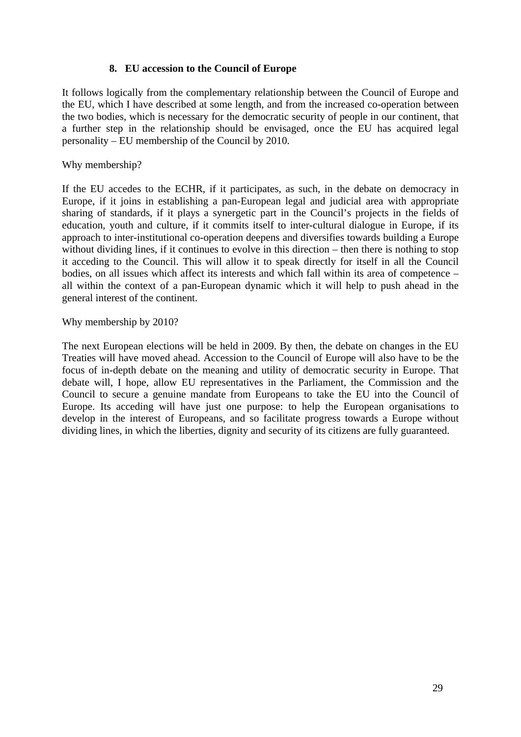## 8. EU accession to the Council of Europe

It follows logically from the complementary relationship between the Council of Europe and the EU, which I have described at some length, and from the increased co-operation between the two bodies, which is necessary for the democratic security of people in our continent, that a further step in the relationship should be envisaged, once the EU has acquired legal personality – EU membership of the Council by 2010.

Why membership?

If the EU accedes to the ECHR, if it participates, as such, in the debate on democracy in Europe, if it joins in establishing a pan-European legal and judicial area with appropriate sharing of standards, if it plays a synergetic part in the Council's projects in the fields of education, youth and culture, if it commits itself to inter-cultural dialogue in Europe, if its approach to inter-institutional co-operation deepens and diversifies towards building a Europe without dividing lines, if it continues to evolve in this direction – then there is nothing to stop it acceding to the Council. This will allow it to speak directly for itself in all the Council bodies, on all issues which affect its interests and which fall within its area of competence – all within the context of a pan-European dynamic which it will help to push ahead in the general interest of the continent.

Why membership by 2010?

The next European elections will be held in 2009. By then, the debate on changes in the EU Treaties will have moved ahead. Accession to the Council of Europe will also have to be the focus of in-depth debate on the meaning and utility of democratic security in Europe. That debate will, I hope, allow EU representatives in the Parliament, the Commission and the Council to secure a genuine mandate from Europeans to take the EU into the Council of Europe. Its acceding will have just one purpose: to help the European organisations to develop in the interest of Europeans, and so facilitate progress towards a Europe without dividing lines, in which the liberties, dignity and security of its citizens are fully guaranteed.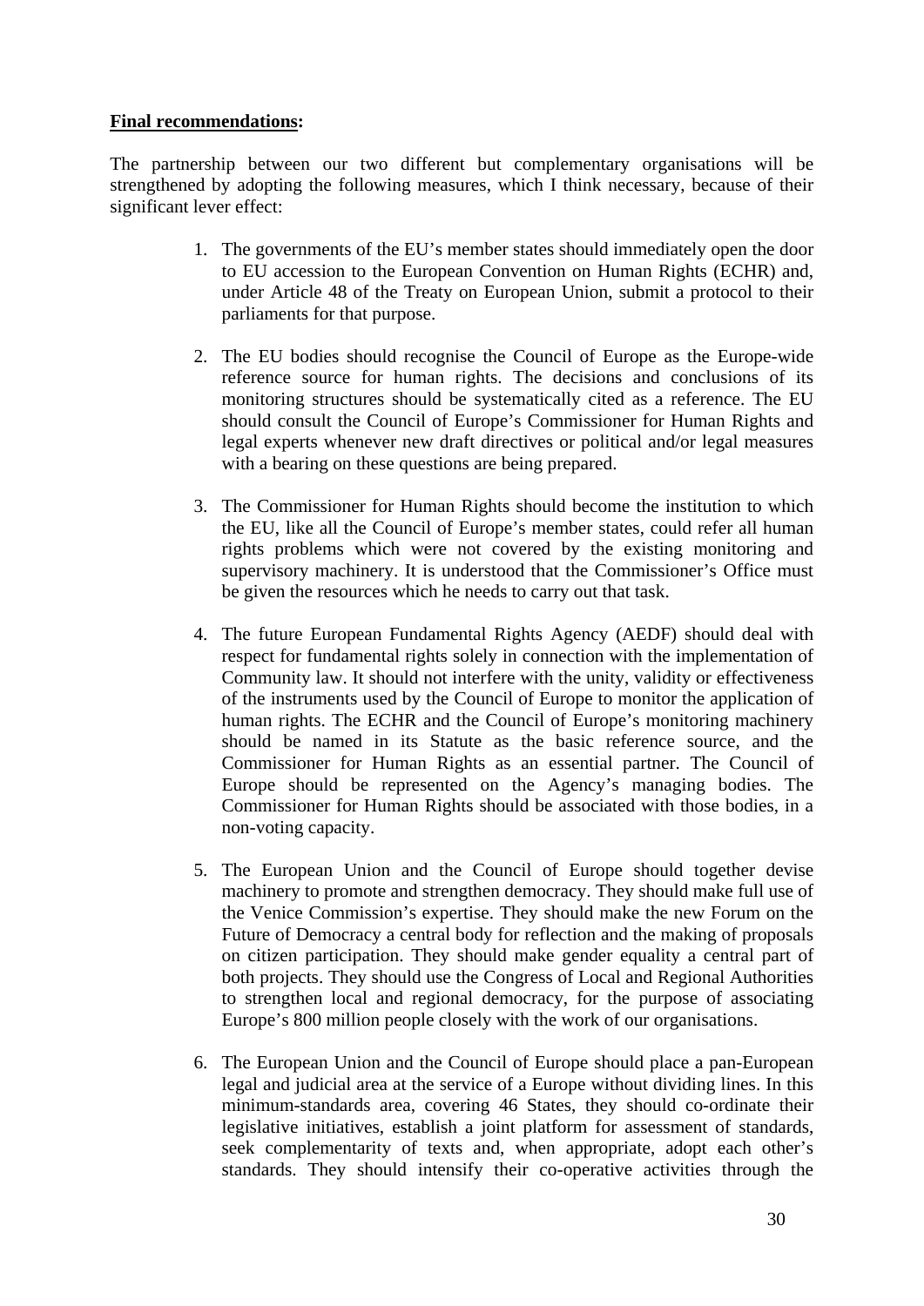**<u>Final recommendations</u>:**

The partnership between our two different but complementary organisations will be strengthened by adopting the following measures, which I think necessary, because of their significant lever effect:

1. The governments of the EU's member states should immediately open the door to EU accession to the European Convention on Human Rights (ECHR) and, under Article 48 of the Treaty on European Union, submit a protocol to their parliaments for that purpose.

2. The EU bodies should recognise the Council of Europe as the Europe-wide reference source for human rights. The decisions and conclusions of its monitoring structures should be systematically cited as a reference. The EU should consult the Council of Europe's Commissioner for Human Rights and legal experts whenever new draft directives or political and/or legal measures with a bearing on these questions are being prepared.

3. The Commissioner for Human Rights should become the institution to which the EU, like all the Council of Europe's member states, could refer all human rights problems which were not covered by the existing monitoring and supervisory machinery. It is understood that the Commissioner's Office must be given the resources which he needs to carry out that task.

4. The future European Fundamental Rights Agency (AEDF) should deal with respect for fundamental rights solely in connection with the implementation of Community law. It should not interfere with the unity, validity or effectiveness of the instruments used by the Council of Europe to monitor the application of human rights. The ECHR and the Council of Europe's monitoring machinery should be named in its Statute as the basic reference source, and the Commissioner for Human Rights as an essential partner. The Council of Europe should be represented on the Agency's managing bodies. The Commissioner for Human Rights should be associated with those bodies, in a non-voting capacity.

5. The European Union and the Council of Europe should together devise machinery to promote and strengthen democracy. They should make full use of the Venice Commission's expertise. They should make the new Forum on the Future of Democracy a central body for reflection and the making of proposals on citizen participation. They should make gender equality a central part of both projects. They should use the Congress of Local and Regional Authorities to strengthen local and regional democracy, for the purpose of associating Europe's 800 million people closely with the work of our organisations.

6. The European Union and the Council of Europe should place a pan-European legal and judicial area at the service of a Europe without dividing lines. In this minimum-standards area, covering 46 States, they should co-ordinate their legislative initiatives, establish a joint platform for assessment of standards, seek complementarity of texts and, when appropriate, adopt each other's standards. They should intensify their co-operative activities through the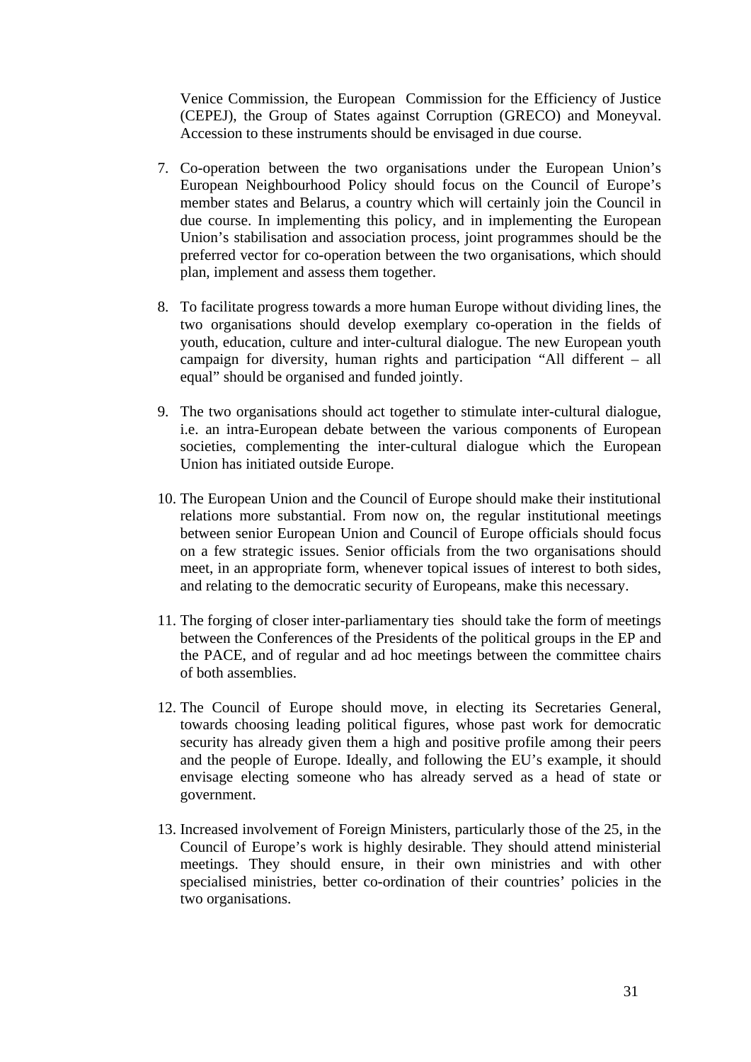Venice Commission, the European Commission for the Efficiency of Justice (CEPEJ), the Group of States against Corruption (GRECO) and Moneyval. Accession to these instruments should be envisaged in due course.

7. Co-operation between the two organisations under the European Union's European Neighbourhood Policy should focus on the Council of Europe's member states and Belarus, a country which will certainly join the Council in due course. In implementing this policy, and in implementing the European Union's stabilisation and association process, joint programmes should be the preferred vector for co-operation between the two organisations, which should plan, implement and assess them together.

8. To facilitate progress towards a more human Europe without dividing lines, the two organisations should develop exemplary co-operation in the fields of youth, education, culture and inter-cultural dialogue. The new European youth campaign for diversity, human rights and participation "All different – all equal" should be organised and funded jointly.

9. The two organisations should act together to stimulate inter-cultural dialogue, i.e. an intra-European debate between the various components of European societies, complementing the inter-cultural dialogue which the European Union has initiated outside Europe.

10. The European Union and the Council of Europe should make their institutional relations more substantial. From now on, the regular institutional meetings between senior European Union and Council of Europe officials should focus on a few strategic issues. Senior officials from the two organisations should meet, in an appropriate form, whenever topical issues of interest to both sides, and relating to the democratic security of Europeans, make this necessary.

11. The forging of closer inter-parliamentary ties should take the form of meetings between the Conferences of the Presidents of the political groups in the EP and the PACE, and of regular and ad hoc meetings between the committee chairs of both assemblies.

12. The Council of Europe should move, in electing its Secretaries General, towards choosing leading political figures, whose past work for democratic security has already given them a high and positive profile among their peers and the people of Europe. Ideally, and following the EU's example, it should envisage electing someone who has already served as a head of state or government.

13. Increased involvement of Foreign Ministers, particularly those of the 25, in the Council of Europe's work is highly desirable. They should attend ministerial meetings. They should ensure, in their own ministries and with other specialised ministries, better co-ordination of their countries' policies in the two organisations.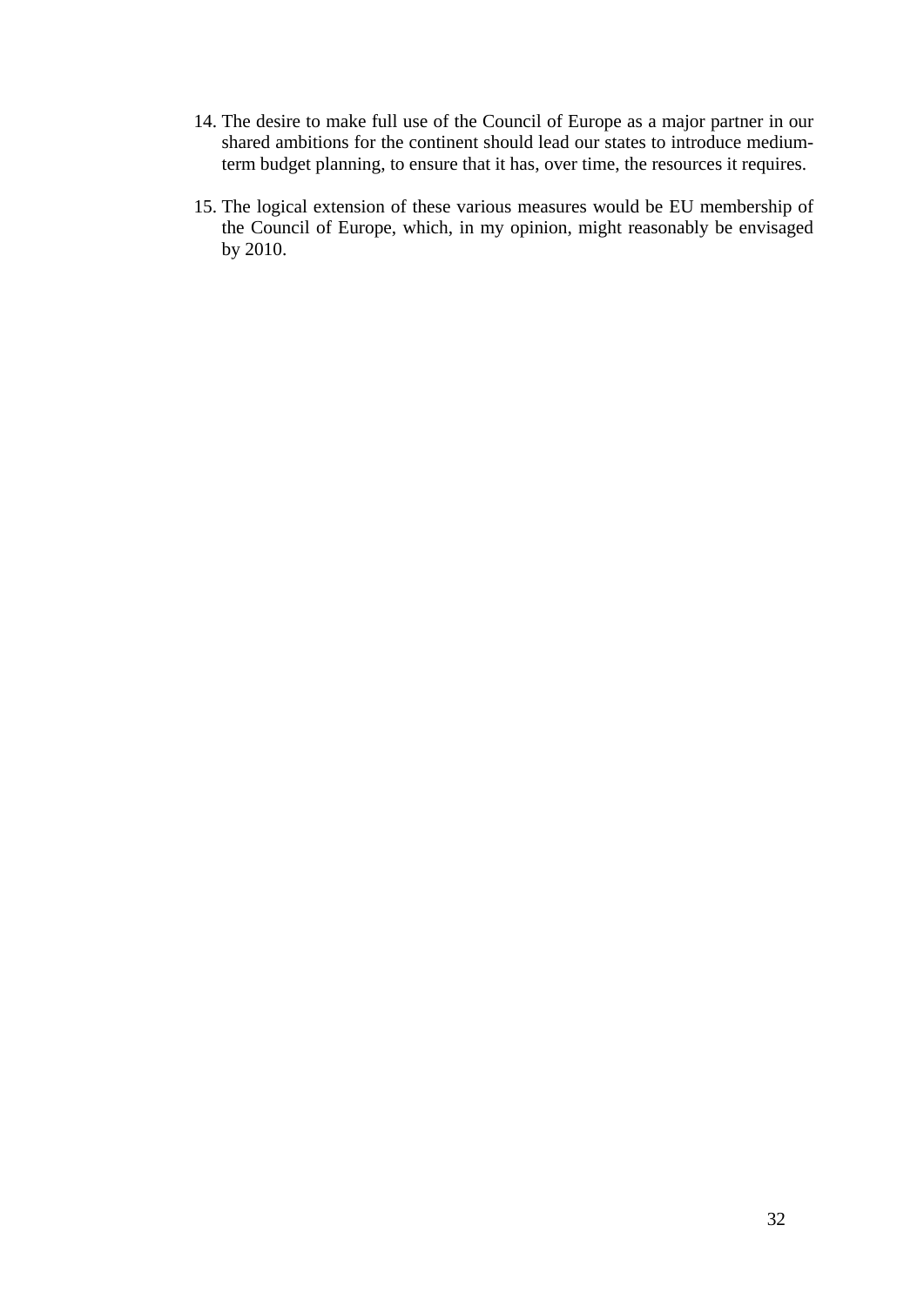14. The desire to make full use of the Council of Europe as a major partner in our shared ambitions for the continent should lead our states to introduce medium-term budget planning, to ensure that it has, over time, the resources it requires.

15. The logical extension of these various measures would be EU membership of the Council of Europe, which, in my opinion, might reasonably be envisaged by 2010.